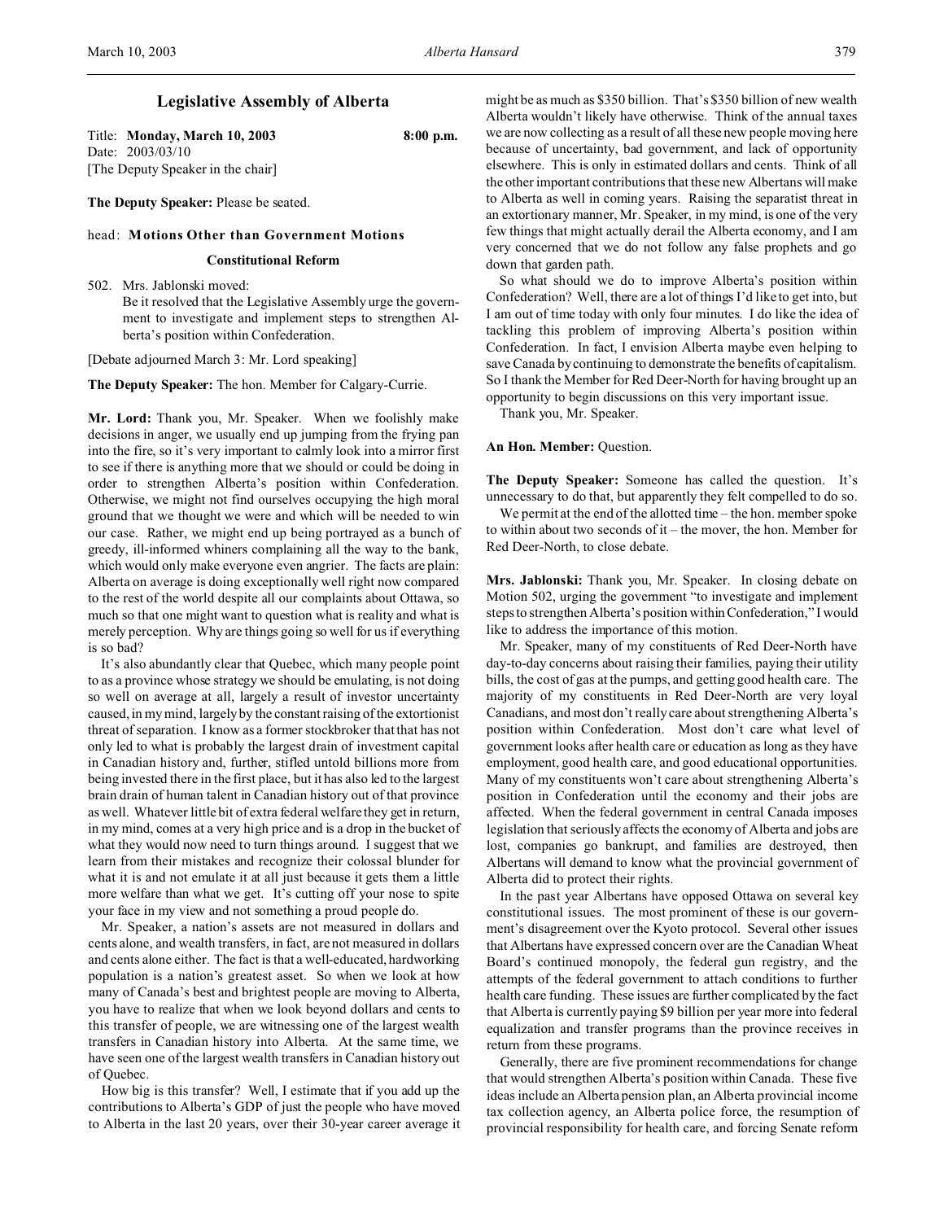# Legislative Assembly of Alberta

Title: **Monday, March 10, 2003** **8:00 p.m.**
Date: 2003/03/10
[The Deputy Speaker in the chair]

**The Deputy Speaker:** Please be seated.

head: **Motions Other than Government Motions**

### Constitutional Reform

502. Mrs. Jablonski moved:
Be it resolved that the Legislative Assembly urge the government to investigate and implement steps to strengthen Alberta's position within Confederation.

[Debate adjourned March 3: Mr. Lord speaking]

**The Deputy Speaker:** The hon. Member for Calgary-Currie.

**Mr. Lord:** Thank you, Mr. Speaker. When we foolishly make decisions in anger, we usually end up jumping from the frying pan into the fire, so it's very important to calmly look into a mirror first to see if there is anything more that we should or could be doing in order to strengthen Alberta's position within Confederation. Otherwise, we might not find ourselves occupying the high moral ground that we thought we were and which will be needed to win our case. Rather, we might end up being portrayed as a bunch of greedy, ill-informed whiners complaining all the way to the bank, which would only make everyone even angrier. The facts are plain: Alberta on average is doing exceptionally well right now compared to the rest of the world despite all our complaints about Ottawa, so much so that one might want to question what is reality and what is merely perception. Why are things going so well for us if everything is so bad?

It's also abundantly clear that Quebec, which many people point to as a province whose strategy we should be emulating, is not doing so well on average at all, largely a result of investor uncertainty caused, in my mind, largely by the constant raising of the extortionist threat of separation. I know as a former stockbroker that that has not only led to what is probably the largest drain of investment capital in Canadian history and, further, stifled untold billions more from being invested there in the first place, but it has also led to the largest brain drain of human talent in Canadian history out of that province as well. Whatever little bit of extra federal welfare they get in return, in my mind, comes at a very high price and is a drop in the bucket of what they would now need to turn things around. I suggest that we learn from their mistakes and recognize their colossal blunder for what it is and not emulate it at all just because it gets them a little more welfare than what we get. It's cutting off your nose to spite your face in my view and not something a proud people do.

Mr. Speaker, a nation's assets are not measured in dollars and cents alone, and wealth transfers, in fact, are not measured in dollars and cents alone either. The fact is that a well-educated, hardworking population is a nation's greatest asset. So when we look at how many of Canada's best and brightest people are moving to Alberta, you have to realize that when we look beyond dollars and cents to this transfer of people, we are witnessing one of the largest wealth transfers in Canadian history into Alberta. At the same time, we have seen one of the largest wealth transfers in Canadian history out of Quebec.

How big is this transfer? Well, I estimate that if you add up the contributions to Alberta's GDP of just the people who have moved to Alberta in the last 20 years, over their 30-year career average it might be as much as $350 billion. That's $350 billion of new wealth Alberta wouldn't likely have otherwise. Think of the annual taxes we are now collecting as a result of all these new people moving here because of uncertainty, bad government, and lack of opportunity elsewhere. This is only in estimated dollars and cents. Think of all the other important contributions that these new Albertans will make to Alberta as well in coming years. Raising the separatist threat in an extortionary manner, Mr. Speaker, in my mind, is one of the very few things that might actually derail the Alberta economy, and I am very concerned that we do not follow any false prophets and go down that garden path.

So what should we do to improve Alberta's position within Confederation? Well, there are a lot of things I'd like to get into, but I am out of time today with only four minutes. I do like the idea of tackling this problem of improving Alberta's position within Confederation. In fact, I envision Alberta maybe even helping to save Canada by continuing to demonstrate the benefits of capitalism. So I thank the Member for Red Deer-North for having brought up an opportunity to begin discussions on this very important issue.

Thank you, Mr. Speaker.

**An Hon. Member:** Question.

**The Deputy Speaker:** Someone has called the question. It's unnecessary to do that, but apparently they felt compelled to do so.

We permit at the end of the allotted time – the hon. member spoke to within about two seconds of it – the mover, the hon. Member for Red Deer-North, to close debate.

**Mrs. Jablonski:** Thank you, Mr. Speaker. In closing debate on Motion 502, urging the government "to investigate and implement steps to strengthen Alberta's position within Confederation," I would like to address the importance of this motion.

Mr. Speaker, many of my constituents of Red Deer-North have day-to-day concerns about raising their families, paying their utility bills, the cost of gas at the pumps, and getting good health care. The majority of my constituents in Red Deer-North are very loyal Canadians, and most don't really care about strengthening Alberta's position within Confederation. Most don't care what level of government looks after health care or education as long as they have employment, good health care, and good educational opportunities. Many of my constituents won't care about strengthening Alberta's position in Confederation until the economy and their jobs are affected. When the federal government in central Canada imposes legislation that seriously affects the economy of Alberta and jobs are lost, companies go bankrupt, and families are destroyed, then Albertans will demand to know what the provincial government of Alberta did to protect their rights.

In the past year Albertans have opposed Ottawa on several key constitutional issues. The most prominent of these is our government's disagreement over the Kyoto protocol. Several other issues that Albertans have expressed concern over are the Canadian Wheat Board's continued monopoly, the federal gun registry, and the attempts of the federal government to attach conditions to further health care funding. These issues are further complicated by the fact that Alberta is currently paying $9 billion per year more into federal equalization and transfer programs than the province receives in return from these programs.

Generally, there are five prominent recommendations for change that would strengthen Alberta's position within Canada. These five ideas include an Alberta pension plan, an Alberta provincial income tax collection agency, an Alberta police force, the resumption of provincial responsibility for health care, and forcing Senate reform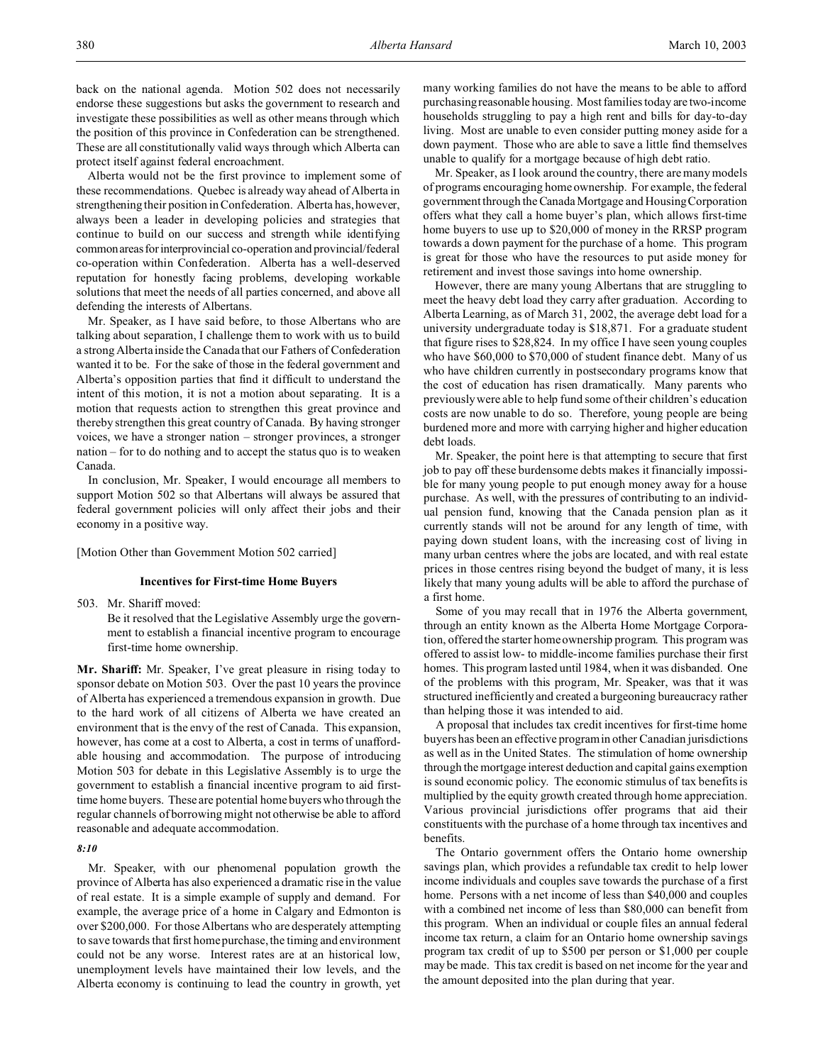back on the national agenda. Motion 502 does not necessarily endorse these suggestions but asks the government to research and investigate these possibilities as well as other means through which the position of this province in Confederation can be strengthened. These are all constitutionally valid ways through which Alberta can protect itself against federal encroachment.

Alberta would not be the first province to implement some of these recommendations. Quebec is already way ahead of Alberta in strengthening their position in Confederation. Alberta has, however, always been a leader in developing policies and strategies that continue to build on our success and strength while identifying common areas for interprovincial co-operation and provincial/federal co-operation within Confederation. Alberta has a well-deserved reputation for honestly facing problems, developing workable solutions that meet the needs of all parties concerned, and above all defending the interests of Albertans.

Mr. Speaker, as I have said before, to those Albertans who are talking about separation, I challenge them to work with us to build a strong Alberta inside the Canada that our Fathers of Confederation wanted it to be. For the sake of those in the federal government and Alberta's opposition parties that find it difficult to understand the intent of this motion, it is not a motion about separating. It is a motion that requests action to strengthen this great province and thereby strengthen this great country of Canada. By having stronger voices, we have a stronger nation – stronger provinces, a stronger nation – for to do nothing and to accept the status quo is to weaken Canada.

In conclusion, Mr. Speaker, I would encourage all members to support Motion 502 so that Albertans will always be assured that federal government policies will only affect their jobs and their economy in a positive way.

[Motion Other than Government Motion 502 carried]

### Incentives for First-time Home Buyers

503. Mr. Shariff moved:

Be it resolved that the Legislative Assembly urge the government to establish a financial incentive program to encourage first-time home ownership.

**Mr. Shariff:** Mr. Speaker, I've great pleasure in rising today to sponsor debate on Motion 503. Over the past 10 years the province of Alberta has experienced a tremendous expansion in growth. Due to the hard work of all citizens of Alberta we have created an environment that is the envy of the rest of Canada. This expansion, however, has come at a cost to Alberta, a cost in terms of unaffordable housing and accommodation. The purpose of introducing Motion 503 for debate in this Legislative Assembly is to urge the government to establish a financial incentive program to aid first-time home buyers. These are potential home buyers who through the regular channels of borrowing might not otherwise be able to afford reasonable and adequate accommodation.

*8:10*

Mr. Speaker, with our phenomenal population growth the province of Alberta has also experienced a dramatic rise in the value of real estate. It is a simple example of supply and demand. For example, the average price of a home in Calgary and Edmonton is over $200,000. For those Albertans who are desperately attempting to save towards that first home purchase, the timing and environment could not be any worse. Interest rates are at an historical low, unemployment levels have maintained their low levels, and the Alberta economy is continuing to lead the country in growth, yet many working families do not have the means to be able to afford purchasing reasonable housing. Most families today are two-income households struggling to pay a high rent and bills for day-to-day living. Most are unable to even consider putting money aside for a down payment. Those who are able to save a little find themselves unable to qualify for a mortgage because of high debt ratio.

Mr. Speaker, as I look around the country, there are many models of programs encouraging home ownership. For example, the federal government through the Canada Mortgage and Housing Corporation offers what they call a home buyer's plan, which allows first-time home buyers to use up to $20,000 of money in the RRSP program towards a down payment for the purchase of a home. This program is great for those who have the resources to put aside money for retirement and invest those savings into home ownership.

However, there are many young Albertans that are struggling to meet the heavy debt load they carry after graduation. According to Alberta Learning, as of March 31, 2002, the average debt load for a university undergraduate today is $18,871. For a graduate student that figure rises to $28,824. In my office I have seen young couples who have $60,000 to $70,000 of student finance debt. Many of us who have children currently in postsecondary programs know that the cost of education has risen dramatically. Many parents who previously were able to help fund some of their children's education costs are now unable to do so. Therefore, young people are being burdened more and more with carrying higher and higher education debt loads.

Mr. Speaker, the point here is that attempting to secure that first job to pay off these burdensome debts makes it financially impossible for many young people to put enough money away for a house purchase. As well, with the pressures of contributing to an individual pension fund, knowing that the Canada pension plan as it currently stands will not be around for any length of time, with paying down student loans, with the increasing cost of living in many urban centres where the jobs are located, and with real estate prices in those centres rising beyond the budget of many, it is less likely that many young adults will be able to afford the purchase of a first home.

Some of you may recall that in 1976 the Alberta government, through an entity known as the Alberta Home Mortgage Corporation, offered the starter home ownership program. This program was offered to assist low- to middle-income families purchase their first homes. This program lasted until 1984, when it was disbanded. One of the problems with this program, Mr. Speaker, was that it was structured inefficiently and created a burgeoning bureaucracy rather than helping those it was intended to aid.

A proposal that includes tax credit incentives for first-time home buyers has been an effective program in other Canadian jurisdictions as well as in the United States. The stimulation of home ownership through the mortgage interest deduction and capital gains exemption is sound economic policy. The economic stimulus of tax benefits is multiplied by the equity growth created through home appreciation. Various provincial jurisdictions offer programs that aid their constituents with the purchase of a home through tax incentives and benefits.

The Ontario government offers the Ontario home ownership savings plan, which provides a refundable tax credit to help lower income individuals and couples save towards the purchase of a first home. Persons with a net income of less than $40,000 and couples with a combined net income of less than $80,000 can benefit from this program. When an individual or couple files an annual federal income tax return, a claim for an Ontario home ownership savings program tax credit of up to $500 per person or $1,000 per couple may be made. This tax credit is based on net income for the year and the amount deposited into the plan during that year.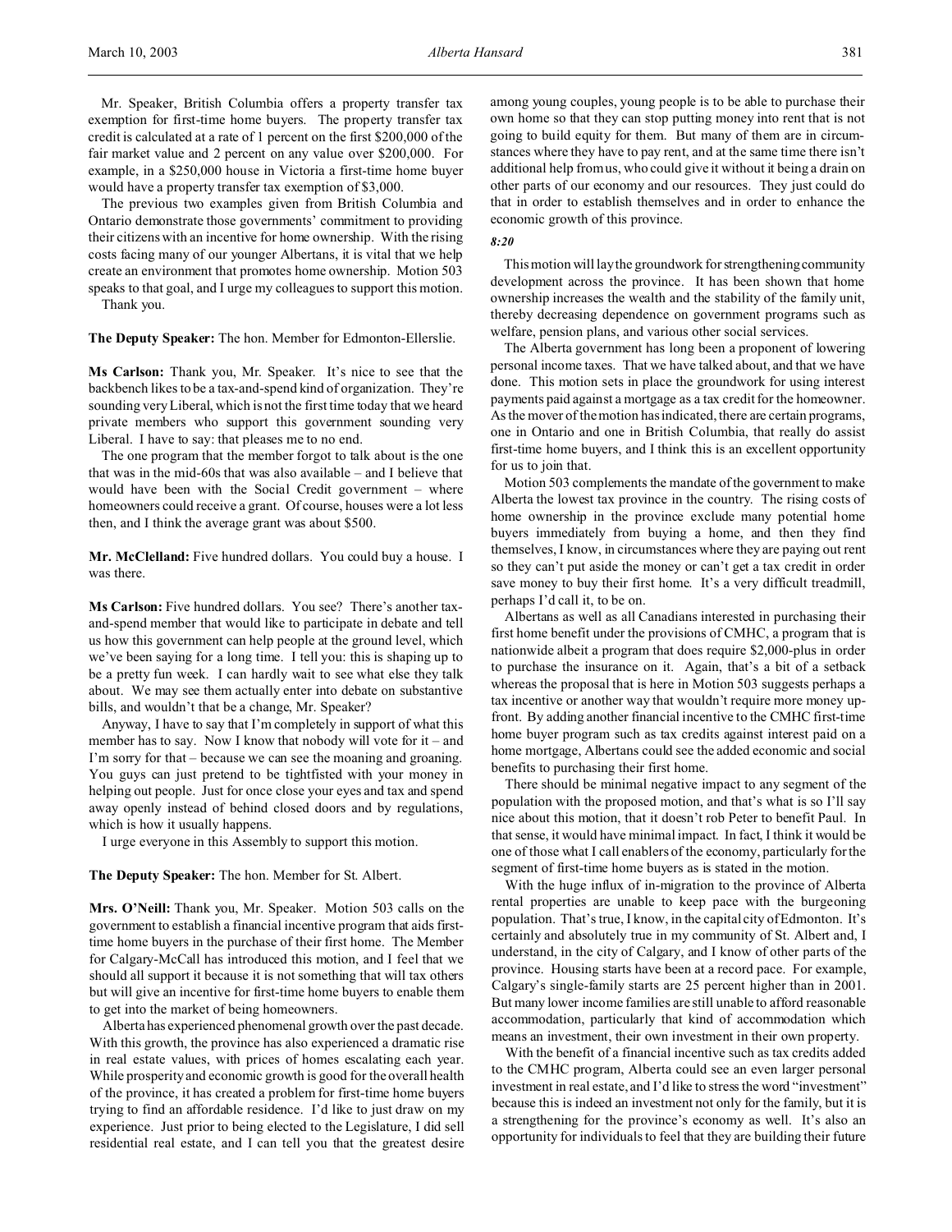Mr. Speaker, British Columbia offers a property transfer tax exemption for first-time home buyers. The property transfer tax credit is calculated at a rate of 1 percent on the first $200,000 of the fair market value and 2 percent on any value over $200,000. For example, in a $250,000 house in Victoria a first-time home buyer would have a property transfer tax exemption of $3,000.

The previous two examples given from British Columbia and Ontario demonstrate those governments' commitment to providing their citizens with an incentive for home ownership. With the rising costs facing many of our younger Albertans, it is vital that we help create an environment that promotes home ownership. Motion 503 speaks to that goal, and I urge my colleagues to support this motion.

Thank you.

**The Deputy Speaker:** The hon. Member for Edmonton-Ellerslie.

**Ms Carlson:** Thank you, Mr. Speaker. It's nice to see that the backbench likes to be a tax-and-spend kind of organization. They're sounding very Liberal, which is not the first time today that we heard private members who support this government sounding very Liberal. I have to say: that pleases me to no end.

The one program that the member forgot to talk about is the one that was in the mid-60s that was also available – and I believe that would have been with the Social Credit government – where homeowners could receive a grant. Of course, houses were a lot less then, and I think the average grant was about $500.

**Mr. McClelland:** Five hundred dollars. You could buy a house. I was there.

**Ms Carlson:** Five hundred dollars. You see? There's another tax-and-spend member that would like to participate in debate and tell us how this government can help people at the ground level, which we've been saying for a long time. I tell you: this is shaping up to be a pretty fun week. I can hardly wait to see what else they talk about. We may see them actually enter into debate on substantive bills, and wouldn't that be a change, Mr. Speaker?

Anyway, I have to say that I'm completely in support of what this member has to say. Now I know that nobody will vote for it – and I'm sorry for that – because we can see the moaning and groaning. You guys can just pretend to be tightfisted with your money in helping out people. Just for once close your eyes and tax and spend away openly instead of behind closed doors and by regulations, which is how it usually happens.

I urge everyone in this Assembly to support this motion.

**The Deputy Speaker:** The hon. Member for St. Albert.

**Mrs. O'Neill:** Thank you, Mr. Speaker. Motion 503 calls on the government to establish a financial incentive program that aids first-time home buyers in the purchase of their first home. The Member for Calgary-McCall has introduced this motion, and I feel that we should all support it because it is not something that will tax others but will give an incentive for first-time home buyers to enable them to get into the market of being homeowners.

Alberta has experienced phenomenal growth over the past decade. With this growth, the province has also experienced a dramatic rise in real estate values, with prices of homes escalating each year. While prosperity and economic growth is good for the overall health of the province, it has created a problem for first-time home buyers trying to find an affordable residence. I'd like to just draw on my experience. Just prior to being elected to the Legislature, I did sell residential real estate, and I can tell you that the greatest desire among young couples, young people is to be able to purchase their own home so that they can stop putting money into rent that is not going to build equity for them. But many of them are in circumstances where they have to pay rent, and at the same time there isn't additional help from us, who could give it without it being a drain on other parts of our economy and our resources. They just could do that in order to establish themselves and in order to enhance the economic growth of this province.

*8:20*

This motion will lay the groundwork for strengthening community development across the province. It has been shown that home ownership increases the wealth and the stability of the family unit, thereby decreasing dependence on government programs such as welfare, pension plans, and various other social services.

The Alberta government has long been a proponent of lowering personal income taxes. That we have talked about, and that we have done. This motion sets in place the groundwork for using interest payments paid against a mortgage as a tax credit for the homeowner. As the mover of the motion has indicated, there are certain programs, one in Ontario and one in British Columbia, that really do assist first-time home buyers, and I think this is an excellent opportunity for us to join that.

Motion 503 complements the mandate of the government to make Alberta the lowest tax province in the country. The rising costs of home ownership in the province exclude many potential home buyers immediately from buying a home, and then they find themselves, I know, in circumstances where they are paying out rent so they can't put aside the money or can't get a tax credit in order save money to buy their first home. It's a very difficult treadmill, perhaps I'd call it, to be on.

Albertans as well as all Canadians interested in purchasing their first home benefit under the provisions of CMHC, a program that is nationwide albeit a program that does require $2,000-plus in order to purchase the insurance on it. Again, that's a bit of a setback whereas the proposal that is here in Motion 503 suggests perhaps a tax incentive or another way that wouldn't require more money up-front. By adding another financial incentive to the CMHC first-time home buyer program such as tax credits against interest paid on a home mortgage, Albertans could see the added economic and social benefits to purchasing their first home.

There should be minimal negative impact to any segment of the population with the proposed motion, and that's what is so I'll say nice about this motion, that it doesn't rob Peter to benefit Paul. In that sense, it would have minimal impact. In fact, I think it would be one of those what I call enablers of the economy, particularly for the segment of first-time home buyers as is stated in the motion.

With the huge influx of in-migration to the province of Alberta rental properties are unable to keep pace with the burgeoning population. That's true, I know, in the capital city of Edmonton. It's certainly and absolutely true in my community of St. Albert and, I understand, in the city of Calgary, and I know of other parts of the province. Housing starts have been at a record pace. For example, Calgary's single-family starts are 25 percent higher than in 2001. But many lower income families are still unable to afford reasonable accommodation, particularly that kind of accommodation which means an investment, their own investment in their own property.

With the benefit of a financial incentive such as tax credits added to the CMHC program, Alberta could see an even larger personal investment in real estate, and I'd like to stress the word "investment" because this is indeed an investment not only for the family, but it is a strengthening for the province's economy as well. It's also an opportunity for individuals to feel that they are building their future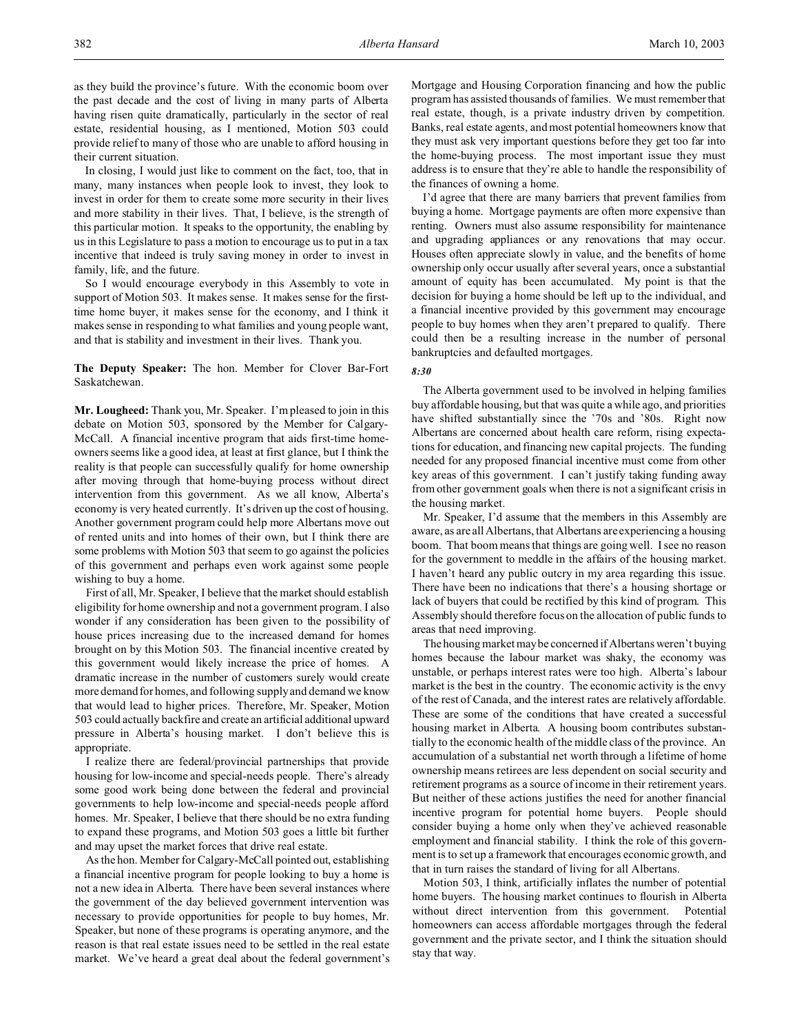as they build the province's future. With the economic boom over the past decade and the cost of living in many parts of Alberta having risen quite dramatically, particularly in the sector of real estate, residential housing, as I mentioned, Motion 503 could provide relief to many of those who are unable to afford housing in their current situation.

In closing, I would just like to comment on the fact, too, that in many, many instances when people look to invest, they look to invest in order for them to create some more security in their lives and more stability in their lives. That, I believe, is the strength of this particular motion. It speaks to the opportunity, the enabling by us in this Legislature to pass a motion to encourage us to put in a tax incentive that indeed is truly saving money in order to invest in family, life, and the future.

So I would encourage everybody in this Assembly to vote in support of Motion 503. It makes sense. It makes sense for the first-time home buyer, it makes sense for the economy, and I think it makes sense in responding to what families and young people want, and that is stability and investment in their lives. Thank you.

**The Deputy Speaker:** The hon. Member for Clover Bar-Fort Saskatchewan.

**Mr. Lougheed:** Thank you, Mr. Speaker. I'm pleased to join in this debate on Motion 503, sponsored by the Member for Calgary-McCall. A financial incentive program that aids first-time home-owners seems like a good idea, at least at first glance, but I think the reality is that people can successfully qualify for home ownership after moving through that home-buying process without direct intervention from this government. As we all know, Alberta's economy is very heated currently. It's driven up the cost of housing. Another government program could help more Albertans move out of rented units and into homes of their own, but I think there are some problems with Motion 503 that seem to go against the policies of this government and perhaps even work against some people wishing to buy a home.

First of all, Mr. Speaker, I believe that the market should establish eligibility for home ownership and not a government program. I also wonder if any consideration has been given to the possibility of house prices increasing due to the increased demand for homes brought on by this Motion 503. The financial incentive created by this government would likely increase the price of homes. A dramatic increase in the number of customers surely would create more demand for homes, and following supply and demand we know that would lead to higher prices. Therefore, Mr. Speaker, Motion 503 could actually backfire and create an artificial additional upward pressure in Alberta's housing market. I don't believe this is appropriate.

I realize there are federal/provincial partnerships that provide housing for low-income and special-needs people. There's already some good work being done between the federal and provincial governments to help low-income and special-needs people afford homes. Mr. Speaker, I believe that there should be no extra funding to expand these programs, and Motion 503 goes a little bit further and may upset the market forces that drive real estate.

As the hon. Member for Calgary-McCall pointed out, establishing a financial incentive program for people looking to buy a home is not a new idea in Alberta. There have been several instances where the government of the day believed government intervention was necessary to provide opportunities for people to buy homes, Mr. Speaker, but none of these programs is operating anymore, and the reason is that real estate issues need to be settled in the real estate market. We've heard a great deal about the federal government's Mortgage and Housing Corporation financing and how the public program has assisted thousands of families. We must remember that real estate, though, is a private industry driven by competition. Banks, real estate agents, and most potential homeowners know that they must ask very important questions before they get too far into the home-buying process. The most important issue they must address is to ensure that they're able to handle the responsibility of the finances of owning a home.

I'd agree that there are many barriers that prevent families from buying a home. Mortgage payments are often more expensive than renting. Owners must also assume responsibility for maintenance and upgrading appliances or any renovations that may occur. Houses often appreciate slowly in value, and the benefits of home ownership only occur usually after several years, once a substantial amount of equity has been accumulated. My point is that the decision for buying a home should be left up to the individual, and a financial incentive provided by this government may encourage people to buy homes when they aren't prepared to qualify. There could then be a resulting increase in the number of personal bankruptcies and defaulted mortgages.

*8:30*

The Alberta government used to be involved in helping families buy affordable housing, but that was quite a while ago, and priorities have shifted substantially since the '70s and '80s. Right now Albertans are concerned about health care reform, rising expectations for education, and financing new capital projects. The funding needed for any proposed financial incentive must come from other key areas of this government. I can't justify taking funding away from other government goals when there is not a significant crisis in the housing market.

Mr. Speaker, I'd assume that the members in this Assembly are aware, as are all Albertans, that Albertans are experiencing a housing boom. That boom means that things are going well. I see no reason for the government to meddle in the affairs of the housing market. I haven't heard any public outcry in my area regarding this issue. There have been no indications that there's a housing shortage or lack of buyers that could be rectified by this kind of program. This Assembly should therefore focus on the allocation of public funds to areas that need improving.

The housing market may be concerned if Albertans weren't buying homes because the labour market was shaky, the economy was unstable, or perhaps interest rates were too high. Alberta's labour market is the best in the country. The economic activity is the envy of the rest of Canada, and the interest rates are relatively affordable. These are some of the conditions that have created a successful housing market in Alberta. A housing boom contributes substantially to the economic health of the middle class of the province. An accumulation of a substantial net worth through a lifetime of home ownership means retirees are less dependent on social security and retirement programs as a source of income in their retirement years. But neither of these actions justifies the need for another financial incentive program for potential home buyers. People should consider buying a home only when they've achieved reasonable employment and financial stability. I think the role of this government is to set up a framework that encourages economic growth, and that in turn raises the standard of living for all Albertans.

Motion 503, I think, artificially inflates the number of potential home buyers. The housing market continues to flourish in Alberta without direct intervention from this government. Potential homeowners can access affordable mortgages through the federal government and the private sector, and I think the situation should stay that way.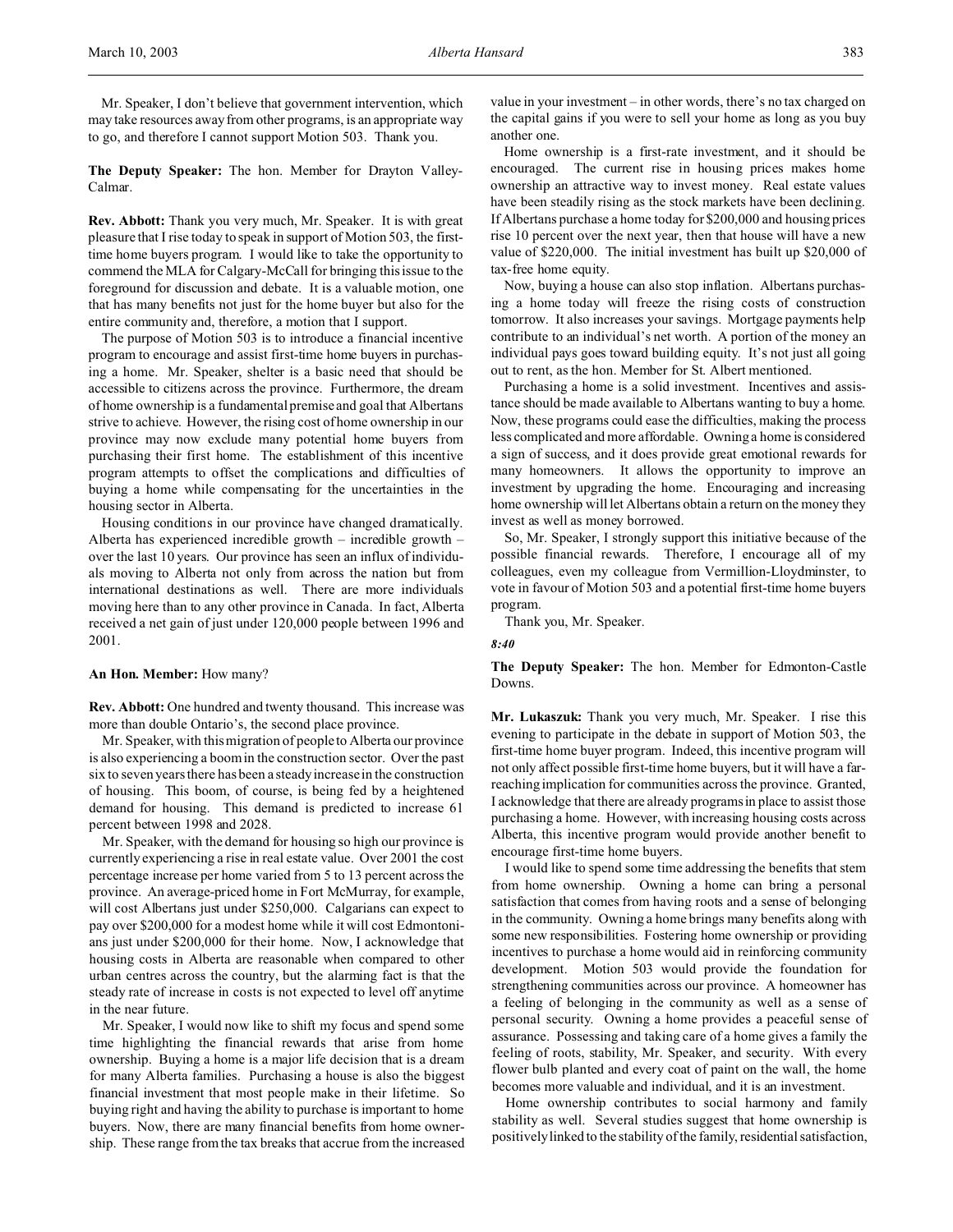Mr. Speaker, I don't believe that government intervention, which may take resources away from other programs, is an appropriate way to go, and therefore I cannot support Motion 503. Thank you.

**The Deputy Speaker:** The hon. Member for Drayton Valley-Calmar.

**Rev. Abbott:** Thank you very much, Mr. Speaker. It is with great pleasure that I rise today to speak in support of Motion 503, the first-time home buyers program. I would like to take the opportunity to commend the MLA for Calgary-McCall for bringing this issue to the foreground for discussion and debate. It is a valuable motion, one that has many benefits not just for the home buyer but also for the entire community and, therefore, a motion that I support.

The purpose of Motion 503 is to introduce a financial incentive program to encourage and assist first-time home buyers in purchasing a home. Mr. Speaker, shelter is a basic need that should be accessible to citizens across the province. Furthermore, the dream of home ownership is a fundamental premise and goal that Albertans strive to achieve. However, the rising cost of home ownership in our province may now exclude many potential home buyers from purchasing their first home. The establishment of this incentive program attempts to offset the complications and difficulties of buying a home while compensating for the uncertainties in the housing sector in Alberta.

Housing conditions in our province have changed dramatically. Alberta has experienced incredible growth – incredible growth – over the last 10 years. Our province has seen an influx of individuals moving to Alberta not only from across the nation but from international destinations as well. There are more individuals moving here than to any other province in Canada. In fact, Alberta received a net gain of just under 120,000 people between 1996 and 2001.

**An Hon. Member:** How many?

**Rev. Abbott:** One hundred and twenty thousand. This increase was more than double Ontario's, the second place province.

Mr. Speaker, with this migration of people to Alberta our province is also experiencing a boom in the construction sector. Over the past six to seven years there has been a steady increase in the construction of housing. This boom, of course, is being fed by a heightened demand for housing. This demand is predicted to increase 61 percent between 1998 and 2028.

Mr. Speaker, with the demand for housing so high our province is currently experiencing a rise in real estate value. Over 2001 the cost percentage increase per home varied from 5 to 13 percent across the province. An average-priced home in Fort McMurray, for example, will cost Albertans just under $250,000. Calgarians can expect to pay over $200,000 for a modest home while it will cost Edmontonians just under $200,000 for their home. Now, I acknowledge that housing costs in Alberta are reasonable when compared to other urban centres across the country, but the alarming fact is that the steady rate of increase in costs is not expected to level off anytime in the near future.

Mr. Speaker, I would now like to shift my focus and spend some time highlighting the financial rewards that arise from home ownership. Buying a home is a major life decision that is a dream for many Alberta families. Purchasing a house is also the biggest financial investment that most people make in their lifetime. So buying right and having the ability to purchase is important to home buyers. Now, there are many financial benefits from home ownership. These range from the tax breaks that accrue from the increased value in your investment – in other words, there's no tax charged on the capital gains if you were to sell your home as long as you buy another one.

Home ownership is a first-rate investment, and it should be encouraged. The current rise in housing prices makes home ownership an attractive way to invest money. Real estate values have been steadily rising as the stock markets have been declining. If Albertans purchase a home today for $200,000 and housing prices rise 10 percent over the next year, then that house will have a new value of $220,000. The initial investment has built up $20,000 of tax-free home equity.

Now, buying a house can also stop inflation. Albertans purchasing a home today will freeze the rising costs of construction tomorrow. It also increases your savings. Mortgage payments help contribute to an individual's net worth. A portion of the money an individual pays goes toward building equity. It's not just all going out to rent, as the hon. Member for St. Albert mentioned.

Purchasing a home is a solid investment. Incentives and assistance should be made available to Albertans wanting to buy a home. Now, these programs could ease the difficulties, making the process less complicated and more affordable. Owning a home is considered a sign of success, and it does provide great emotional rewards for many homeowners. It allows the opportunity to improve an investment by upgrading the home. Encouraging and increasing home ownership will let Albertans obtain a return on the money they invest as well as money borrowed.

So, Mr. Speaker, I strongly support this initiative because of the possible financial rewards. Therefore, I encourage all of my colleagues, even my colleague from Vermillion-Lloydminster, to vote in favour of Motion 503 and a potential first-time home buyers program.

Thank you, Mr. Speaker.

*8:40*

**The Deputy Speaker:** The hon. Member for Edmonton-Castle Downs.

**Mr. Lukaszuk:** Thank you very much, Mr. Speaker. I rise this evening to participate in the debate in support of Motion 503, the first-time home buyer program. Indeed, this incentive program will not only affect possible first-time home buyers, but it will have a far-reaching implication for communities across the province. Granted, I acknowledge that there are already programs in place to assist those purchasing a home. However, with increasing housing costs across Alberta, this incentive program would provide another benefit to encourage first-time home buyers.

I would like to spend some time addressing the benefits that stem from home ownership. Owning a home can bring a personal satisfaction that comes from having roots and a sense of belonging in the community. Owning a home brings many benefits along with some new responsibilities. Fostering home ownership or providing incentives to purchase a home would aid in reinforcing community development. Motion 503 would provide the foundation for strengthening communities across our province. A homeowner has a feeling of belonging in the community as well as a sense of personal security. Owning a home provides a peaceful sense of assurance. Possessing and taking care of a home gives a family the feeling of roots, stability, Mr. Speaker, and security. With every flower bulb planted and every coat of paint on the wall, the home becomes more valuable and individual, and it is an investment.

Home ownership contributes to social harmony and family stability as well. Several studies suggest that home ownership is positively linked to the stability of the family, residential satisfaction,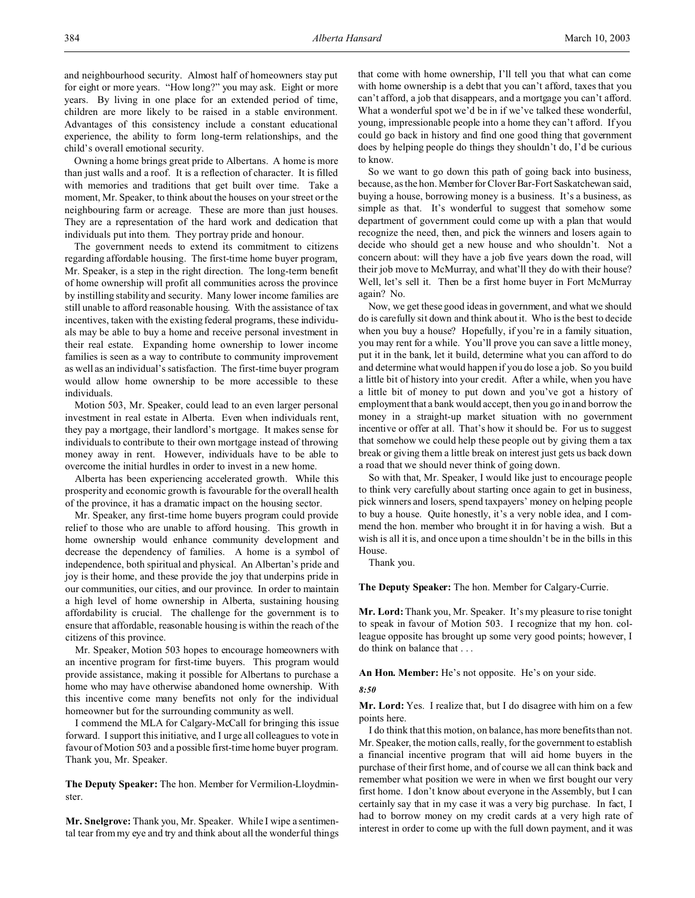and neighbourhood security. Almost half of homeowners stay put for eight or more years. "How long?" you may ask. Eight or more years. By living in one place for an extended period of time, children are more likely to be raised in a stable environment. Advantages of this consistency include a constant educational experience, the ability to form long-term relationships, and the child's overall emotional security.

Owning a home brings great pride to Albertans. A home is more than just walls and a roof. It is a reflection of character. It is filled with memories and traditions that get built over time. Take a moment, Mr. Speaker, to think about the houses on your street or the neighbouring farm or acreage. These are more than just houses. They are a representation of the hard work and dedication that individuals put into them. They portray pride and honour.

The government needs to extend its commitment to citizens regarding affordable housing. The first-time home buyer program, Mr. Speaker, is a step in the right direction. The long-term benefit of home ownership will profit all communities across the province by instilling stability and security. Many lower income families are still unable to afford reasonable housing. With the assistance of tax incentives, taken with the existing federal programs, these individuals may be able to buy a home and receive personal investment in their real estate. Expanding home ownership to lower income families is seen as a way to contribute to community improvement as well as an individual's satisfaction. The first-time buyer program would allow home ownership to be more accessible to these individuals.

Motion 503, Mr. Speaker, could lead to an even larger personal investment in real estate in Alberta. Even when individuals rent, they pay a mortgage, their landlord's mortgage. It makes sense for individuals to contribute to their own mortgage instead of throwing money away in rent. However, individuals have to be able to overcome the initial hurdles in order to invest in a new home.

Alberta has been experiencing accelerated growth. While this prosperity and economic growth is favourable for the overall health of the province, it has a dramatic impact on the housing sector.

Mr. Speaker, any first-time home buyers program could provide relief to those who are unable to afford housing. This growth in home ownership would enhance community development and decrease the dependency of families. A home is a symbol of independence, both spiritual and physical. An Albertan's pride and joy is their home, and these provide the joy that underpins pride in our communities, our cities, and our province. In order to maintain a high level of home ownership in Alberta, sustaining housing affordability is crucial. The challenge for the government is to ensure that affordable, reasonable housing is within the reach of the citizens of this province.

Mr. Speaker, Motion 503 hopes to encourage homeowners with an incentive program for first-time buyers. This program would provide assistance, making it possible for Albertans to purchase a home who may have otherwise abandoned home ownership. With this incentive come many benefits not only for the individual homeowner but for the surrounding community as well.

I commend the MLA for Calgary-McCall for bringing this issue forward. I support this initiative, and I urge all colleagues to vote in favour of Motion 503 and a possible first-time home buyer program. Thank you, Mr. Speaker.

**The Deputy Speaker:** The hon. Member for Vermilion-Lloydminster.

**Mr. Snelgrove:** Thank you, Mr. Speaker. While I wipe a sentimental tear from my eye and try and think about all the wonderful things that come with home ownership, I'll tell you that what can come with home ownership is a debt that you can't afford, taxes that you can't afford, a job that disappears, and a mortgage you can't afford. What a wonderful spot we'd be in if we've talked these wonderful, young, impressionable people into a home they can't afford. If you could go back in history and find one good thing that government does by helping people do things they shouldn't do, I'd be curious to know.

So we want to go down this path of going back into business, because, as the hon. Member for Clover Bar-Fort Saskatchewan said, buying a house, borrowing money is a business. It's a business, as simple as that. It's wonderful to suggest that somehow some department of government could come up with a plan that would recognize the need, then, and pick the winners and losers again to decide who should get a new house and who shouldn't. Not a concern about: will they have a job five years down the road, will their job move to McMurray, and what'll they do with their house? Well, let's sell it. Then be a first home buyer in Fort McMurray again? No.

Now, we get these good ideas in government, and what we should do is carefully sit down and think about it. Who is the best to decide when you buy a house? Hopefully, if you're in a family situation, you may rent for a while. You'll prove you can save a little money, put it in the bank, let it build, determine what you can afford to do and determine what would happen if you do lose a job. So you build a little bit of history into your credit. After a while, when you have a little bit of money to put down and you've got a history of employment that a bank would accept, then you go in and borrow the money in a straight-up market situation with no government incentive or offer at all. That's how it should be. For us to suggest that somehow we could help these people out by giving them a tax break or giving them a little break on interest just gets us back down a road that we should never think of going down.

So with that, Mr. Speaker, I would like just to encourage people to think very carefully about starting once again to get in business, pick winners and losers, spend taxpayers' money on helping people to buy a house. Quite honestly, it's a very noble idea, and I commend the hon. member who brought it in for having a wish. But a wish is all it is, and once upon a time shouldn't be in the bills in this House.

Thank you.

**The Deputy Speaker:** The hon. Member for Calgary-Currie.

**Mr. Lord:** Thank you, Mr. Speaker. It's my pleasure to rise tonight to speak in favour of Motion 503. I recognize that my hon. colleague opposite has brought up some very good points; however, I do think on balance that . . .

**An Hon. Member:** He's not opposite. He's on your side.

*8:50*

**Mr. Lord:** Yes. I realize that, but I do disagree with him on a few points here.

I do think that this motion, on balance, has more benefits than not. Mr. Speaker, the motion calls, really, for the government to establish a financial incentive program that will aid home buyers in the purchase of their first home, and of course we all can think back and remember what position we were in when we first bought our very first home. I don't know about everyone in the Assembly, but I can certainly say that in my case it was a very big purchase. In fact, I had to borrow money on my credit cards at a very high rate of interest in order to come up with the full down payment, and it was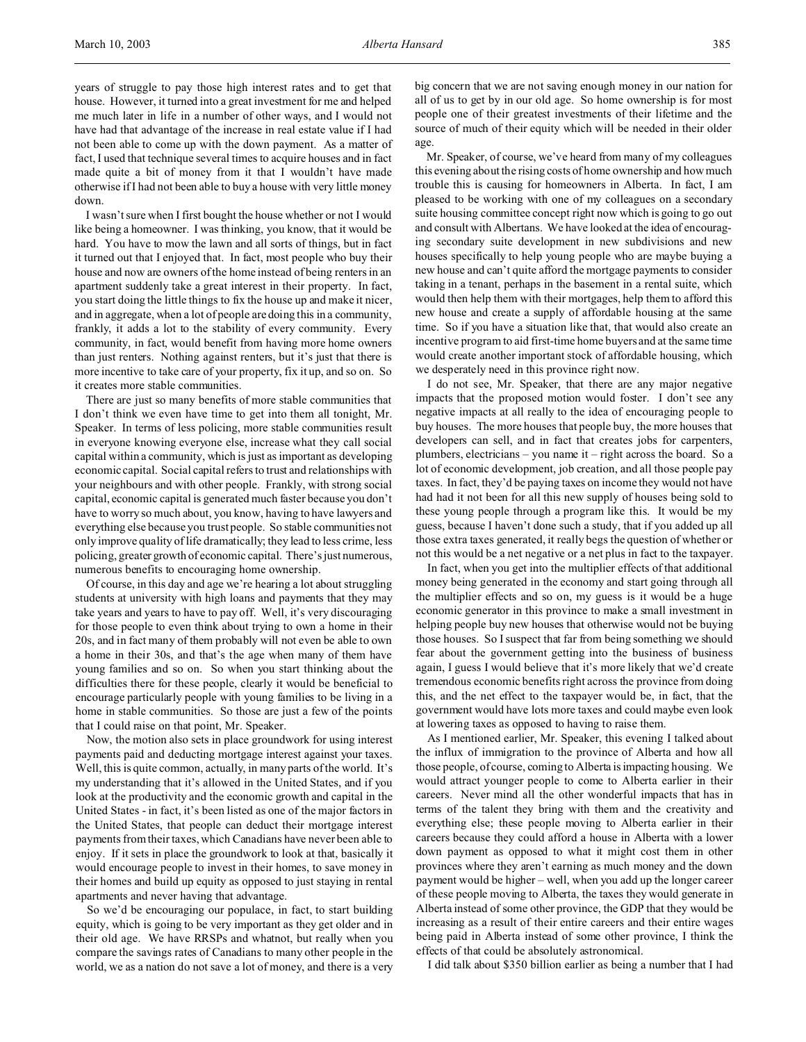years of struggle to pay those high interest rates and to get that house. However, it turned into a great investment for me and helped me much later in life in a number of other ways, and I would not have had that advantage of the increase in real estate value if I had not been able to come up with the down payment. As a matter of fact, I used that technique several times to acquire houses and in fact made quite a bit of money from it that I wouldn't have made otherwise if I had not been able to buy a house with very little money down.

I wasn't sure when I first bought the house whether or not I would like being a homeowner. I was thinking, you know, that it would be hard. You have to mow the lawn and all sorts of things, but in fact it turned out that I enjoyed that. In fact, most people who buy their house and now are owners of the home instead of being renters in an apartment suddenly take a great interest in their property. In fact, you start doing the little things to fix the house up and make it nicer, and in aggregate, when a lot of people are doing this in a community, frankly, it adds a lot to the stability of every community. Every community, in fact, would benefit from having more home owners than just renters. Nothing against renters, but it's just that there is more incentive to take care of your property, fix it up, and so on. So it creates more stable communities.

There are just so many benefits of more stable communities that I don't think we even have time to get into them all tonight, Mr. Speaker. In terms of less policing, more stable communities result in everyone knowing everyone else, increase what they call social capital within a community, which is just as important as developing economic capital. Social capital refers to trust and relationships with your neighbours and with other people. Frankly, with strong social capital, economic capital is generated much faster because you don't have to worry so much about, you know, having to have lawyers and everything else because you trust people. So stable communities not only improve quality of life dramatically; they lead to less crime, less policing, greater growth of economic capital. There's just numerous, numerous benefits to encouraging home ownership.

Of course, in this day and age we're hearing a lot about struggling students at university with high loans and payments that they may take years and years to have to pay off. Well, it's very discouraging for those people to even think about trying to own a home in their 20s, and in fact many of them probably will not even be able to own a home in their 30s, and that's the age when many of them have young families and so on. So when you start thinking about the difficulties there for these people, clearly it would be beneficial to encourage particularly people with young families to be living in a home in stable communities. So those are just a few of the points that I could raise on that point, Mr. Speaker.

Now, the motion also sets in place groundwork for using interest payments paid and deducting mortgage interest against your taxes. Well, this is quite common, actually, in many parts of the world. It's my understanding that it's allowed in the United States, and if you look at the productivity and the economic growth and capital in the United States - in fact, it's been listed as one of the major factors in the United States, that people can deduct their mortgage interest payments from their taxes, which Canadians have never been able to enjoy. If it sets in place the groundwork to look at that, basically it would encourage people to invest in their homes, to save money in their homes and build up equity as opposed to just staying in rental apartments and never having that advantage.

So we'd be encouraging our populace, in fact, to start building equity, which is going to be very important as they get older and in their old age. We have RRSPs and whatnot, but really when you compare the savings rates of Canadians to many other people in the world, we as a nation do not save a lot of money, and there is a very big concern that we are not saving enough money in our nation for all of us to get by in our old age. So home ownership is for most people one of their greatest investments of their lifetime and the source of much of their equity which will be needed in their older age.

Mr. Speaker, of course, we've heard from many of my colleagues this evening about the rising costs of home ownership and how much trouble this is causing for homeowners in Alberta. In fact, I am pleased to be working with one of my colleagues on a secondary suite housing committee concept right now which is going to go out and consult with Albertans. We have looked at the idea of encouraging secondary suite development in new subdivisions and new houses specifically to help young people who are maybe buying a new house and can't quite afford the mortgage payments to consider taking in a tenant, perhaps in the basement in a rental suite, which would then help them with their mortgages, help them to afford this new house and create a supply of affordable housing at the same time. So if you have a situation like that, that would also create an incentive program to aid first-time home buyers and at the same time would create another important stock of affordable housing, which we desperately need in this province right now.

I do not see, Mr. Speaker, that there are any major negative impacts that the proposed motion would foster. I don't see any negative impacts at all really to the idea of encouraging people to buy houses. The more houses that people buy, the more houses that developers can sell, and in fact that creates jobs for carpenters, plumbers, electricians – you name it – right across the board. So a lot of economic development, job creation, and all those people pay taxes. In fact, they'd be paying taxes on income they would not have had had it not been for all this new supply of houses being sold to these young people through a program like this. It would be my guess, because I haven't done such a study, that if you added up all those extra taxes generated, it really begs the question of whether or not this would be a net negative or a net plus in fact to the taxpayer.

In fact, when you get into the multiplier effects of that additional money being generated in the economy and start going through all the multiplier effects and so on, my guess is it would be a huge economic generator in this province to make a small investment in helping people buy new houses that otherwise would not be buying those houses. So I suspect that far from being something we should fear about the government getting into the business of business again, I guess I would believe that it's more likely that we'd create tremendous economic benefits right across the province from doing this, and the net effect to the taxpayer would be, in fact, that the government would have lots more taxes and could maybe even look at lowering taxes as opposed to having to raise them.

As I mentioned earlier, Mr. Speaker, this evening I talked about the influx of immigration to the province of Alberta and how all those people, of course, coming to Alberta is impacting housing. We would attract younger people to come to Alberta earlier in their careers. Never mind all the other wonderful impacts that has in terms of the talent they bring with them and the creativity and everything else; these people moving to Alberta earlier in their careers because they could afford a house in Alberta with a lower down payment as opposed to what it might cost them in other provinces where they aren't earning as much money and the down payment would be higher – well, when you add up the longer career of these people moving to Alberta, the taxes they would generate in Alberta instead of some other province, the GDP that they would be increasing as a result of their entire careers and their entire wages being paid in Alberta instead of some other province, I think the effects of that could be absolutely astronomical.

I did talk about $350 billion earlier as being a number that I had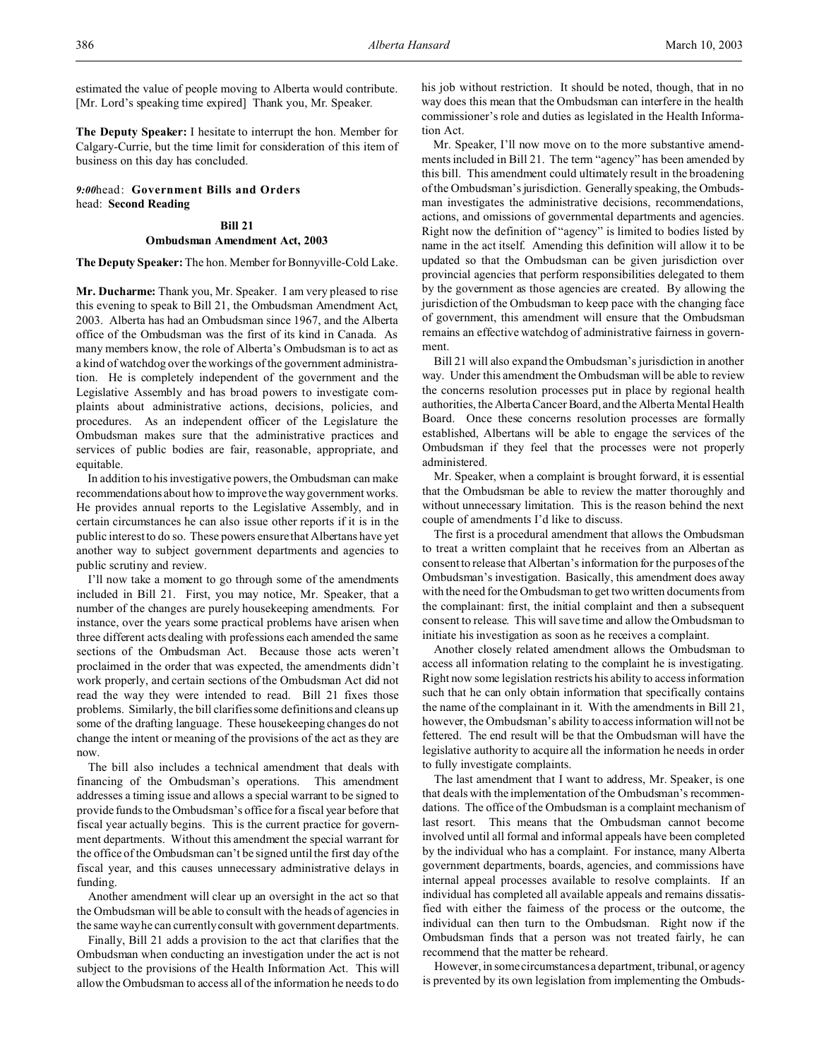estimated the value of people moving to Alberta would contribute. [Mr. Lord's speaking time expired] Thank you, Mr. Speaker.

**The Deputy Speaker:** I hesitate to interrupt the hon. Member for Calgary-Currie, but the time limit for consideration of this item of business on this day has concluded.

*9:00* head: **Government Bills and Orders**
head: **Second Reading**

**Bill 21**
**Ombudsman Amendment Act, 2003**

**The Deputy Speaker:** The hon. Member for Bonnyville-Cold Lake.

**Mr. Ducharme:** Thank you, Mr. Speaker. I am very pleased to rise this evening to speak to Bill 21, the Ombudsman Amendment Act, 2003. Alberta has had an Ombudsman since 1967, and the Alberta office of the Ombudsman was the first of its kind in Canada. As many members know, the role of Alberta's Ombudsman is to act as a kind of watchdog over the workings of the government administration. He is completely independent of the government and the Legislative Assembly and has broad powers to investigate complaints about administrative actions, decisions, policies, and procedures. As an independent officer of the Legislature the Ombudsman makes sure that the administrative practices and services of public bodies are fair, reasonable, appropriate, and equitable.

In addition to his investigative powers, the Ombudsman can make recommendations about how to improve the way government works. He provides annual reports to the Legislative Assembly, and in certain circumstances he can also issue other reports if it is in the public interest to do so. These powers ensure that Albertans have yet another way to subject government departments and agencies to public scrutiny and review.

I'll now take a moment to go through some of the amendments included in Bill 21. First, you may notice, Mr. Speaker, that a number of the changes are purely housekeeping amendments. For instance, over the years some practical problems have arisen when three different acts dealing with professions each amended the same sections of the Ombudsman Act. Because those acts weren't proclaimed in the order that was expected, the amendments didn't work properly, and certain sections of the Ombudsman Act did not read the way they were intended to read. Bill 21 fixes those problems. Similarly, the bill clarifies some definitions and cleans up some of the drafting language. These housekeeping changes do not change the intent or meaning of the provisions of the act as they are now.

The bill also includes a technical amendment that deals with financing of the Ombudsman's operations. This amendment addresses a timing issue and allows a special warrant to be signed to provide funds to the Ombudsman's office for a fiscal year before that fiscal year actually begins. This is the current practice for government departments. Without this amendment the special warrant for the office of the Ombudsman can't be signed until the first day of the fiscal year, and this causes unnecessary administrative delays in funding.

Another amendment will clear up an oversight in the act so that the Ombudsman will be able to consult with the heads of agencies in the same way he can currently consult with government departments.

Finally, Bill 21 adds a provision to the act that clarifies that the Ombudsman when conducting an investigation under the act is not subject to the provisions of the Health Information Act. This will allow the Ombudsman to access all of the information he needs to do his job without restriction. It should be noted, though, that in no way does this mean that the Ombudsman can interfere in the health commissioner's role and duties as legislated in the Health Information Act.

Mr. Speaker, I'll now move on to the more substantive amendments included in Bill 21. The term "agency" has been amended by this bill. This amendment could ultimately result in the broadening of the Ombudsman's jurisdiction. Generally speaking, the Ombudsman investigates the administrative decisions, recommendations, actions, and omissions of governmental departments and agencies. Right now the definition of "agency" is limited to bodies listed by name in the act itself. Amending this definition will allow it to be updated so that the Ombudsman can be given jurisdiction over provincial agencies that perform responsibilities delegated to them by the government as those agencies are created. By allowing the jurisdiction of the Ombudsman to keep pace with the changing face of government, this amendment will ensure that the Ombudsman remains an effective watchdog of administrative fairness in government.

Bill 21 will also expand the Ombudsman's jurisdiction in another way. Under this amendment the Ombudsman will be able to review the concerns resolution processes put in place by regional health authorities, the Alberta Cancer Board, and the Alberta Mental Health Board. Once these concerns resolution processes are formally established, Albertans will be able to engage the services of the Ombudsman if they feel that the processes were not properly administered.

Mr. Speaker, when a complaint is brought forward, it is essential that the Ombudsman be able to review the matter thoroughly and without unnecessary limitation. This is the reason behind the next couple of amendments I'd like to discuss.

The first is a procedural amendment that allows the Ombudsman to treat a written complaint that he receives from an Albertan as consent to release that Albertan's information for the purposes of the Ombudsman's investigation. Basically, this amendment does away with the need for the Ombudsman to get two written documents from the complainant: first, the initial complaint and then a subsequent consent to release. This will save time and allow the Ombudsman to initiate his investigation as soon as he receives a complaint.

Another closely related amendment allows the Ombudsman to access all information relating to the complaint he is investigating. Right now some legislation restricts his ability to access information such that he can only obtain information that specifically contains the name of the complainant in it. With the amendments in Bill 21, however, the Ombudsman's ability to access information will not be fettered. The end result will be that the Ombudsman will have the legislative authority to acquire all the information he needs in order to fully investigate complaints.

The last amendment that I want to address, Mr. Speaker, is one that deals with the implementation of the Ombudsman's recommendations. The office of the Ombudsman is a complaint mechanism of last resort. This means that the Ombudsman cannot become involved until all formal and informal appeals have been completed by the individual who has a complaint. For instance, many Alberta government departments, boards, agencies, and commissions have internal appeal processes available to resolve complaints. If an individual has completed all available appeals and remains dissatisfied with either the fairness of the process or the outcome, the individual can then turn to the Ombudsman. Right now if the Ombudsman finds that a person was not treated fairly, he can recommend that the matter be reheard.

However, in some circumstances a department, tribunal, or agency is prevented by its own legislation from implementing the Ombuds-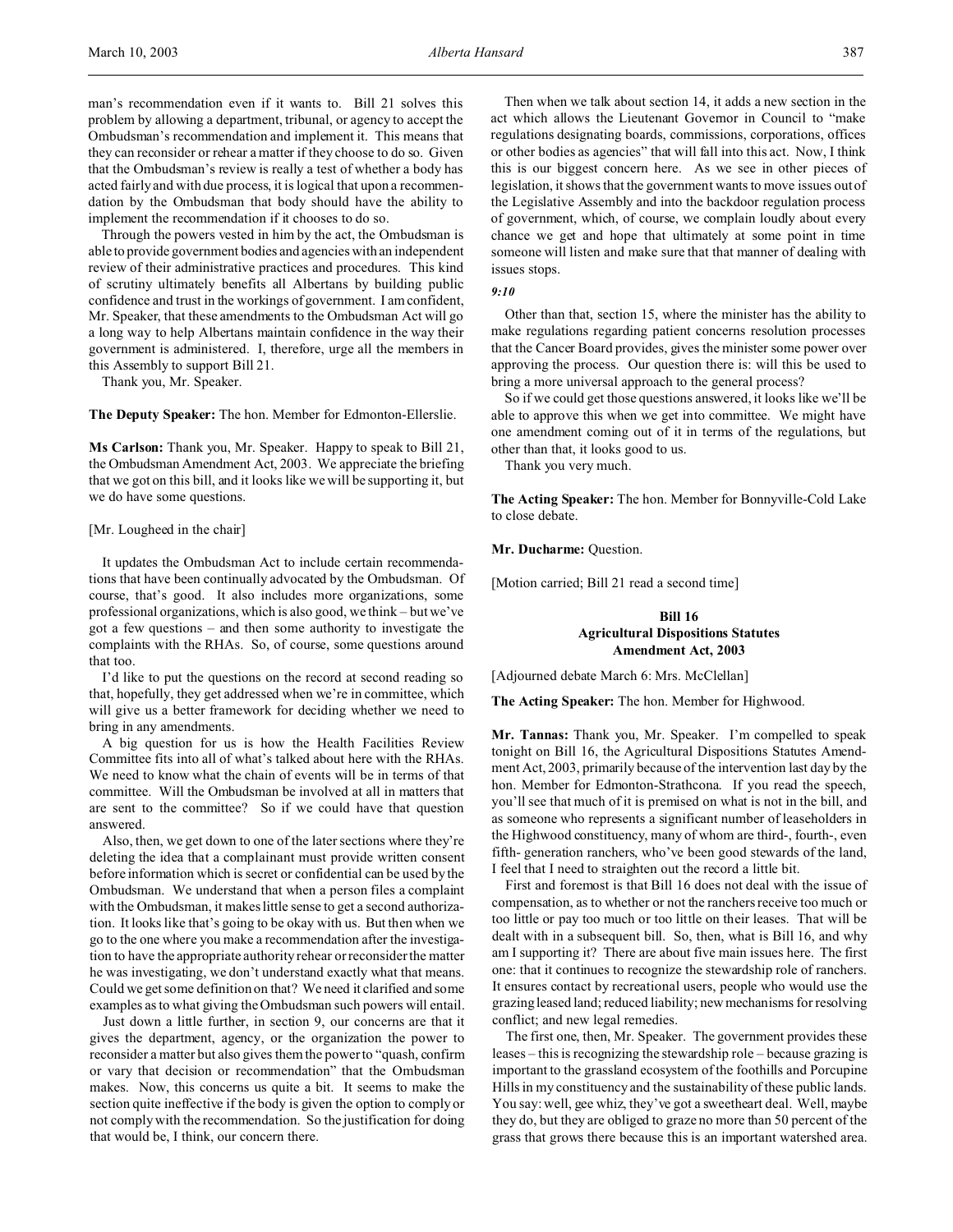man's recommendation even if it wants to. Bill 21 solves this problem by allowing a department, tribunal, or agency to accept the Ombudsman's recommendation and implement it. This means that they can reconsider or rehear a matter if they choose to do so. Given that the Ombudsman's review is really a test of whether a body has acted fairly and with due process, it is logical that upon a recommendation by the Ombudsman that body should have the ability to implement the recommendation if it chooses to do so.

Through the powers vested in him by the act, the Ombudsman is able to provide government bodies and agencies with an independent review of their administrative practices and procedures. This kind of scrutiny ultimately benefits all Albertans by building public confidence and trust in the workings of government. I am confident, Mr. Speaker, that these amendments to the Ombudsman Act will go a long way to help Albertans maintain confidence in the way their government is administered. I, therefore, urge all the members in this Assembly to support Bill 21.

Thank you, Mr. Speaker.

**The Deputy Speaker:** The hon. Member for Edmonton-Ellerslie.

**Ms Carlson:** Thank you, Mr. Speaker. Happy to speak to Bill 21, the Ombudsman Amendment Act, 2003. We appreciate the briefing that we got on this bill, and it looks like we will be supporting it, but we do have some questions.

[Mr. Lougheed in the chair]

It updates the Ombudsman Act to include certain recommendations that have been continually advocated by the Ombudsman. Of course, that's good. It also includes more organizations, some professional organizations, which is also good, we think – but we've got a few questions – and then some authority to investigate the complaints with the RHAs. So, of course, some questions around that too.

I'd like to put the questions on the record at second reading so that, hopefully, they get addressed when we're in committee, which will give us a better framework for deciding whether we need to bring in any amendments.

A big question for us is how the Health Facilities Review Committee fits into all of what's talked about here with the RHAs. We need to know what the chain of events will be in terms of that committee. Will the Ombudsman be involved at all in matters that are sent to the committee? So if we could have that question answered.

Also, then, we get down to one of the later sections where they're deleting the idea that a complainant must provide written consent before information which is secret or confidential can be used by the Ombudsman. We understand that when a person files a complaint with the Ombudsman, it makes little sense to get a second authorization. It looks like that's going to be okay with us. But then when we go to the one where you make a recommendation after the investigation to have the appropriate authority rehear or reconsider the matter he was investigating, we don't understand exactly what that means. Could we get some definition on that? We need it clarified and some examples as to what giving the Ombudsman such powers will entail.

Just down a little further, in section 9, our concerns are that it gives the department, agency, or the organization the power to reconsider a matter but also gives them the power to "quash, confirm or vary that decision or recommendation" that the Ombudsman makes. Now, this concerns us quite a bit. It seems to make the section quite ineffective if the body is given the option to comply or not comply with the recommendation. So the justification for doing that would be, I think, our concern there.

Then when we talk about section 14, it adds a new section in the act which allows the Lieutenant Governor in Council to "make regulations designating boards, commissions, corporations, offices or other bodies as agencies" that will fall into this act. Now, I think this is our biggest concern here. As we see in other pieces of legislation, it shows that the government wants to move issues out of the Legislative Assembly and into the backdoor regulation process of government, which, of course, we complain loudly about every chance we get and hope that ultimately at some point in time someone will listen and make sure that that manner of dealing with issues stops.

*9:10*

Other than that, section 15, where the minister has the ability to make regulations regarding patient concerns resolution processes that the Cancer Board provides, gives the minister some power over approving the process. Our question there is: will this be used to bring a more universal approach to the general process?

So if we could get those questions answered, it looks like we'll be able to approve this when we get into committee. We might have one amendment coming out of it in terms of the regulations, but other than that, it looks good to us.

Thank you very much.

**The Acting Speaker:** The hon. Member for Bonnyville-Cold Lake to close debate.

**Mr. Ducharme:** Question.

[Motion carried; Bill 21 read a second time]

### Bill 16
### Agricultural Dispositions Statutes Amendment Act, 2003

[Adjourned debate March 6: Mrs. McClellan]

**The Acting Speaker:** The hon. Member for Highwood.

**Mr. Tannas:** Thank you, Mr. Speaker. I'm compelled to speak tonight on Bill 16, the Agricultural Dispositions Statutes Amendment Act, 2003, primarily because of the intervention last day by the hon. Member for Edmonton-Strathcona. If you read the speech, you'll see that much of it is premised on what is not in the bill, and as someone who represents a significant number of leaseholders in the Highwood constituency, many of whom are third-, fourth-, even fifth- generation ranchers, who've been good stewards of the land, I feel that I need to straighten out the record a little bit.

First and foremost is that Bill 16 does not deal with the issue of compensation, as to whether or not the ranchers receive too much or too little or pay too much or too little on their leases. That will be dealt with in a subsequent bill. So, then, what is Bill 16, and why am I supporting it? There are about five main issues here. The first one: that it continues to recognize the stewardship role of ranchers. It ensures contact by recreational users, people who would use the grazing leased land; reduced liability; new mechanisms for resolving conflict; and new legal remedies.

The first one, then, Mr. Speaker. The government provides these leases – this is recognizing the stewardship role – because grazing is important to the grassland ecosystem of the foothills and Porcupine Hills in my constituency and the sustainability of these public lands. You say: well, gee whiz, they've got a sweetheart deal. Well, maybe they do, but they are obliged to graze no more than 50 percent of the grass that grows there because this is an important watershed area.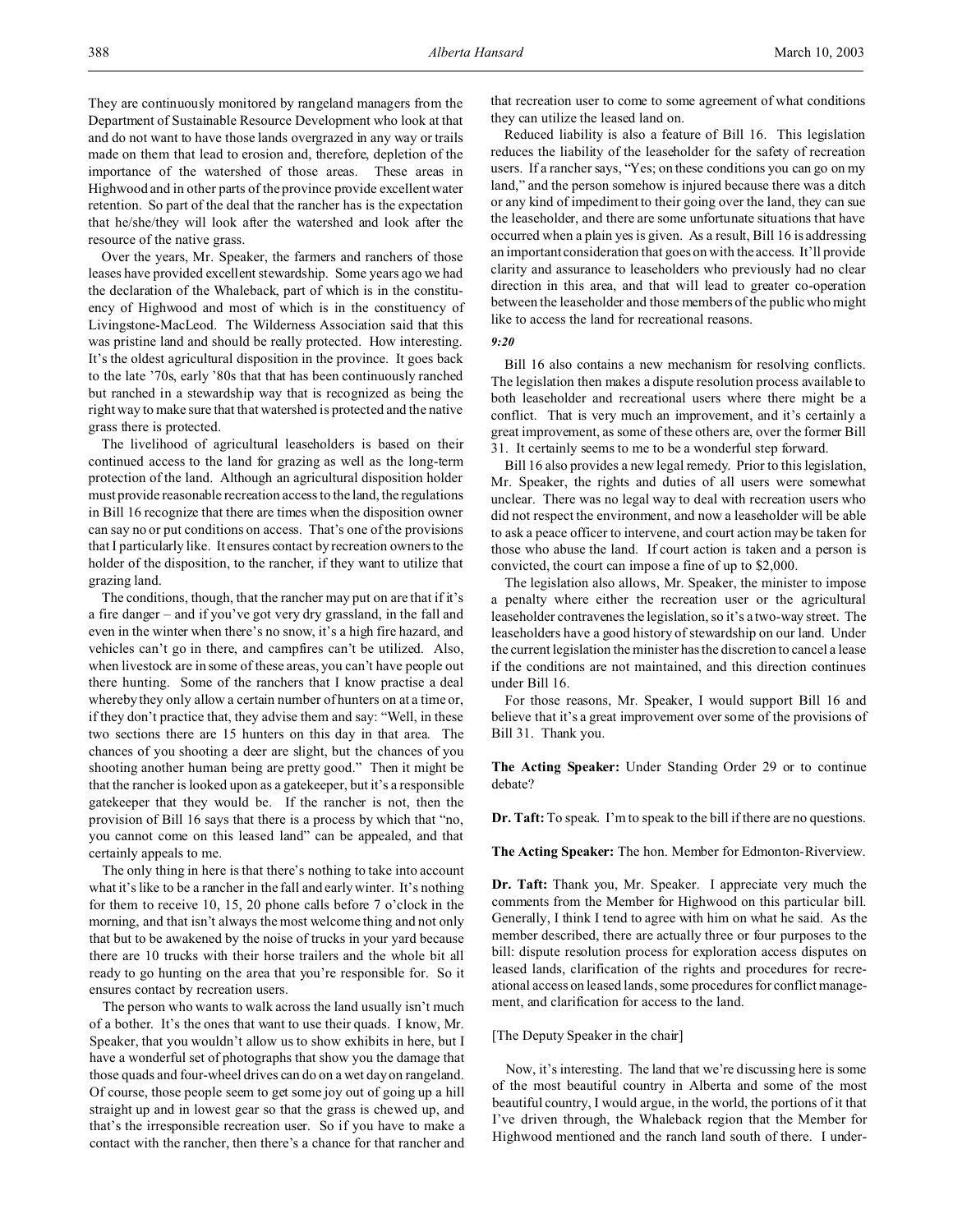They are continuously monitored by rangeland managers from the Department of Sustainable Resource Development who look at that and do not want to have those lands overgrazed in any way or trails made on them that lead to erosion and, therefore, depletion of the importance of the watershed of those areas. These areas in Highwood and in other parts of the province provide excellent water retention. So part of the deal that the rancher has is the expectation that he/she/they will look after the watershed and look after the resource of the native grass.

Over the years, Mr. Speaker, the farmers and ranchers of those leases have provided excellent stewardship. Some years ago we had the declaration of the Whaleback, part of which is in the constituency of Highwood and most of which is in the constituency of Livingstone-MacLeod. The Wilderness Association said that this was pristine land and should be really protected. How interesting. It's the oldest agricultural disposition in the province. It goes back to the late '70s, early '80s that that has been continuously ranched but ranched in a stewardship way that is recognized as being the right way to make sure that that watershed is protected and the native grass there is protected.

The livelihood of agricultural leaseholders is based on their continued access to the land for grazing as well as the long-term protection of the land. Although an agricultural disposition holder must provide reasonable recreation access to the land, the regulations in Bill 16 recognize that there are times when the disposition owner can say no or put conditions on access. That's one of the provisions that I particularly like. It ensures contact by recreation owners to the holder of the disposition, to the rancher, if they want to utilize that grazing land.

The conditions, though, that the rancher may put on are that if it's a fire danger – and if you've got very dry grassland, in the fall and even in the winter when there's no snow, it's a high fire hazard, and vehicles can't go in there, and campfires can't be utilized. Also, when livestock are in some of these areas, you can't have people out there hunting. Some of the ranchers that I know practise a deal whereby they only allow a certain number of hunters on at a time or, if they don't practise that, they advise them and say: "Well, in these two sections there are 15 hunters on this day in that area. The chances of you shooting a deer are slight, but the chances of you shooting another human being are pretty good." Then it might be that the rancher is looked upon as a gatekeeper, but it's a responsible gatekeeper that they would be. If the rancher is not, then the provision of Bill 16 says that there is a process by which that "no, you cannot come on this leased land" can be appealed, and that certainly appeals to me.

The only thing in here is that there's nothing to take into account what it's like to be a rancher in the fall and early winter. It's nothing for them to receive 10, 15, 20 phone calls before 7 o'clock in the morning, and that isn't always the most welcome thing and not only that but to be awakened by the noise of trucks in your yard because there are 10 trucks with their horse trailers and the whole bit all ready to go hunting on the area that you're responsible for. So it ensures contact by recreation users.

The person who wants to walk across the land usually isn't much of a bother. It's the ones that want to use their quads. I know, Mr. Speaker, that you wouldn't allow us to show exhibits in here, but I have a wonderful set of photographs that show you the damage that those quads and four-wheel drives can do on a wet day on rangeland. Of course, those people seem to get some joy out of going up a hill straight up and in lowest gear so that the grass is chewed up, and that's the irresponsible recreation user. So if you have to make a contact with the rancher, then there's a chance for that rancher and that recreation user to come to some agreement of what conditions they can utilize the leased land on.

Reduced liability is also a feature of Bill 16. This legislation reduces the liability of the leaseholder for the safety of recreation users. If a rancher says, "Yes; on these conditions you can go on my land," and the person somehow is injured because there was a ditch or any kind of impediment to their going over the land, they can sue the leaseholder, and there are some unfortunate situations that have occurred when a plain yes is given. As a result, Bill 16 is addressing an important consideration that goes on with the access. It'll provide clarity and assurance to leaseholders who previously had no clear direction in this area, and that will lead to greater co-operation between the leaseholder and those members of the public who might like to access the land for recreational reasons.

*9:20*

Bill 16 also contains a new mechanism for resolving conflicts. The legislation then makes a dispute resolution process available to both leaseholder and recreational users where there might be a conflict. That is very much an improvement, and it's certainly a great improvement, as some of these others are, over the former Bill 31. It certainly seems to me to be a wonderful step forward.

Bill 16 also provides a new legal remedy. Prior to this legislation, Mr. Speaker, the rights and duties of all users were somewhat unclear. There was no legal way to deal with recreation users who did not respect the environment, and now a leaseholder will be able to ask a peace officer to intervene, and court action may be taken for those who abuse the land. If court action is taken and a person is convicted, the court can impose a fine of up to $2,000.

The legislation also allows, Mr. Speaker, the minister to impose a penalty where either the recreation user or the agricultural leaseholder contravenes the legislation, so it's a two-way street. The leaseholders have a good history of stewardship on our land. Under the current legislation the minister has the discretion to cancel a lease if the conditions are not maintained, and this direction continues under Bill 16.

For those reasons, Mr. Speaker, I would support Bill 16 and believe that it's a great improvement over some of the provisions of Bill 31. Thank you.

**The Acting Speaker:** Under Standing Order 29 or to continue debate?

**Dr. Taft:** To speak. I'm to speak to the bill if there are no questions.

**The Acting Speaker:** The hon. Member for Edmonton-Riverview.

**Dr. Taft:** Thank you, Mr. Speaker. I appreciate very much the comments from the Member for Highwood on this particular bill. Generally, I think I tend to agree with him on what he said. As the member described, there are actually three or four purposes to the bill: dispute resolution process for exploration access disputes on leased lands, clarification of the rights and procedures for recreational access on leased lands, some procedures for conflict management, and clarification for access to the land.

[The Deputy Speaker in the chair]

Now, it's interesting. The land that we're discussing here is some of the most beautiful country in Alberta and some of the most beautiful country, I would argue, in the world, the portions of it that I've driven through, the Whaleback region that the Member for Highwood mentioned and the ranch land south of there. I under-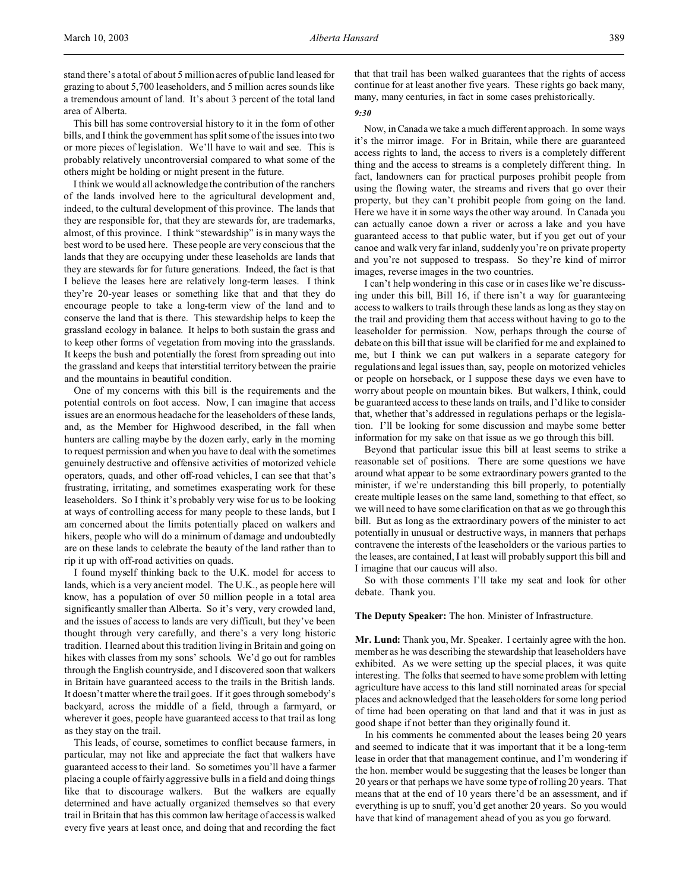stand there's a total of about 5 million acres of public land leased for grazing to about 5,700 leaseholders, and 5 million acres sounds like a tremendous amount of land. It's about 3 percent of the total land area of Alberta.

This bill has some controversial history to it in the form of other bills, and I think the government has split some of the issues into two or more pieces of legislation. We'll have to wait and see. This is probably relatively uncontroversial compared to what some of the others might be holding or might present in the future.

I think we would all acknowledge the contribution of the ranchers of the lands involved here to the agricultural development and, indeed, to the cultural development of this province. The lands that they are responsible for, that they are stewards for, are trademarks, almost, of this province. I think "stewardship" is in many ways the best word to be used here. These people are very conscious that the lands that they are occupying under these leaseholds are lands that they are stewards for for future generations. Indeed, the fact is that I believe the leases here are relatively long-term leases. I think they're 20-year leases or something like that and that they do encourage people to take a long-term view of the land and to conserve the land that is there. This stewardship helps to keep the grassland ecology in balance. It helps to both sustain the grass and to keep other forms of vegetation from moving into the grasslands. It keeps the bush and potentially the forest from spreading out into the grassland and keeps that interstitial territory between the prairie and the mountains in beautiful condition.

One of my concerns with this bill is the requirements and the potential controls on foot access. Now, I can imagine that access issues are an enormous headache for the leaseholders of these lands, and, as the Member for Highwood described, in the fall when hunters are calling maybe by the dozen early, early in the morning to request permission and when you have to deal with the sometimes genuinely destructive and offensive activities of motorized vehicle operators, quads, and other off-road vehicles, I can see that that's frustrating, irritating, and sometimes exasperating work for these leaseholders. So I think it's probably very wise for us to be looking at ways of controlling access for many people to these lands, but I am concerned about the limits potentially placed on walkers and hikers, people who will do a minimum of damage and undoubtedly are on these lands to celebrate the beauty of the land rather than to rip it up with off-road activities on quads.

I found myself thinking back to the U.K. model for access to lands, which is a very ancient model. The U.K., as people here will know, has a population of over 50 million people in a total area significantly smaller than Alberta. So it's very, very crowded land, and the issues of access to lands are very difficult, but they've been thought through very carefully, and there's a very long historic tradition. I learned about this tradition living in Britain and going on hikes with classes from my sons' schools. We'd go out for rambles through the English countryside, and I discovered soon that walkers in Britain have guaranteed access to the trails in the British lands. It doesn't matter where the trail goes. If it goes through somebody's backyard, across the middle of a field, through a farmyard, or wherever it goes, people have guaranteed access to that trail as long as they stay on the trail.

This leads, of course, sometimes to conflict because farmers, in particular, may not like and appreciate the fact that walkers have guaranteed access to their land. So sometimes you'll have a farmer placing a couple of fairly aggressive bulls in a field and doing things like that to discourage walkers. But the walkers are equally determined and have actually organized themselves so that every trail in Britain that has this common law heritage of access is walked every five years at least once, and doing that and recording the fact that that trail has been walked guarantees that the rights of access continue for at least another five years. These rights go back many, many, many, many centuries, in fact in some cases prehistorically.

*9:30*

Now, in Canada we take a much different approach. In some ways it's the mirror image. For in Britain, while there are guaranteed access rights to land, the access to rivers is a completely different thing and the access to streams is a completely different thing. In fact, landowners can for practical purposes prohibit people from using the flowing water, the streams and rivers that go over their property, but they can't prohibit people from going on the land. Here we have it in some ways the other way around. In Canada you can actually canoe down a river or across a lake and you have guaranteed access to that public water, but if you get out of your canoe and walk very far inland, suddenly you're on private property and you're not supposed to trespass. So they're kind of mirror images, reverse images in the two countries.

I can't help wondering in this case or in cases like we're discussing under this bill, Bill 16, if there isn't a way for guaranteeing access to walkers to trails through these lands as long as they stay on the trail and providing them that access without having to go to the leaseholder for permission. Now, perhaps through the course of debate on this bill that issue will be clarified for me and explained to me, but I think we can put walkers in a separate category for regulations and legal issues than, say, people on motorized vehicles or people on horseback, or I suppose these days we even have to worry about people on mountain bikes. But walkers, I think, could be guaranteed access to these lands on trails, and I'd like to consider that, whether that's addressed in regulations perhaps or the legislation. I'll be looking for some discussion and maybe some better information for my sake on that issue as we go through this bill.

Beyond that particular issue this bill at least seems to strike a reasonable set of positions. There are some questions we have around what appear to be some extraordinary powers granted to the minister, if we're understanding this bill properly, to potentially create multiple leases on the same land, something to that effect, so we will need to have some clarification on that as we go through this bill. But as long as the extraordinary powers of the minister to act potentially in unusual or destructive ways, in manners that perhaps contravene the interests of the leaseholders or the various parties to the leases, are contained, I at least will probably support this bill and I imagine that our caucus will also.

So with those comments I'll take my seat and look for other debate. Thank you.

**The Deputy Speaker:** The hon. Minister of Infrastructure.

**Mr. Lund:** Thank you, Mr. Speaker. I certainly agree with the hon. member as he was describing the stewardship that leaseholders have exhibited. As we were setting up the special places, it was quite interesting. The folks that seemed to have some problem with letting agriculture have access to this land still nominated areas for special places and acknowledged that the leaseholders for some long period of time had been operating on that land and that it was in just as good shape if not better than they originally found it.

In his comments he commented about the leases being 20 years and seemed to indicate that it was important that it be a long-term lease in order that that management continue, and I'm wondering if the hon. member would be suggesting that the leases be longer than 20 years or that perhaps we have some type of rolling 20 years. That means that at the end of 10 years there'd be an assessment, and if everything is up to snuff, you'd get another 20 years. So you would have that kind of management ahead of you as you go forward.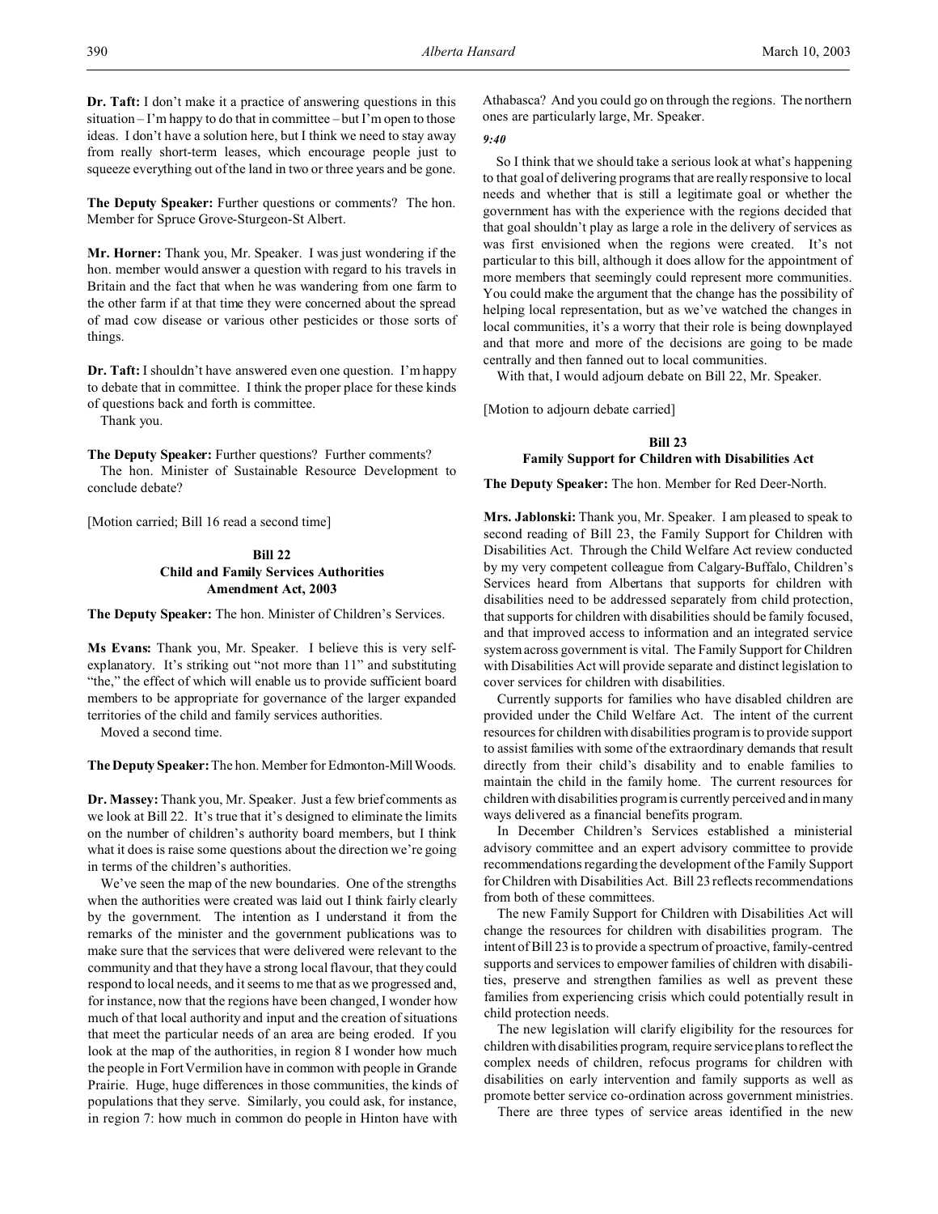**Dr. Taft:** I don't make it a practice of answering questions in this situation – I'm happy to do that in committee – but I'm open to those ideas. I don't have a solution here, but I think we need to stay away from really short-term leases, which encourage people just to squeeze everything out of the land in two or three years and be gone.

**The Deputy Speaker:** Further questions or comments? The hon. Member for Spruce Grove-Sturgeon-St Albert.

**Mr. Horner:** Thank you, Mr. Speaker. I was just wondering if the hon. member would answer a question with regard to his travels in Britain and the fact that when he was wandering from one farm to the other farm if at that time they were concerned about the spread of mad cow disease or various other pesticides or those sorts of things.

**Dr. Taft:** I shouldn't have answered even one question. I'm happy to debate that in committee. I think the proper place for these kinds of questions back and forth is committee.

Thank you.

**The Deputy Speaker:** Further questions? Further comments?

The hon. Minister of Sustainable Resource Development to conclude debate?

[Motion carried; Bill 16 read a second time]

### Bill 22
### Child and Family Services Authorities Amendment Act, 2003

**The Deputy Speaker:** The hon. Minister of Children's Services.

**Ms Evans:** Thank you, Mr. Speaker. I believe this is very self-explanatory. It's striking out "not more than 11" and substituting "the," the effect of which will enable us to provide sufficient board members to be appropriate for governance of the larger expanded territories of the child and family services authorities.

Moved a second time.

**The Deputy Speaker:** The hon. Member for Edmonton-Mill Woods.

**Dr. Massey:** Thank you, Mr. Speaker. Just a few brief comments as we look at Bill 22. It's true that it's designed to eliminate the limits on the number of children's authority board members, but I think what it does is raise some questions about the direction we're going in terms of the children's authorities.

We've seen the map of the new boundaries. One of the strengths when the authorities were created was laid out I think fairly clearly by the government. The intention as I understand it from the remarks of the minister and the government publications was to make sure that the services that were delivered were relevant to the community and that they have a strong local flavour, that they could respond to local needs, and it seems to me that as we progressed and, for instance, now that the regions have been changed, I wonder how much of that local authority and input and the creation of situations that meet the particular needs of an area are being eroded. If you look at the map of the authorities, in region 8 I wonder how much the people in Fort Vermilion have in common with people in Grande Prairie. Huge, huge differences in those communities, the kinds of populations that they serve. Similarly, you could ask, for instance, in region 7: how much in common do people in Hinton have with Athabasca? And you could go on through the regions. The northern ones are particularly large, Mr. Speaker.

*9:40*

So I think that we should take a serious look at what's happening to that goal of delivering programs that are really responsive to local needs and whether that is still a legitimate goal or whether the government has with the experience with the regions decided that that goal shouldn't play as large a role in the delivery of services as was first envisioned when the regions were created. It's not particular to this bill, although it does allow for the appointment of more members that seemingly could represent more communities. You could make the argument that the change has the possibility of helping local representation, but as we've watched the changes in local communities, it's a worry that their role is being downplayed and that more and more of the decisions are going to be made centrally and then fanned out to local communities.

With that, I would adjourn debate on Bill 22, Mr. Speaker.

[Motion to adjourn debate carried]

### Bill 23
### Family Support for Children with Disabilities Act

**The Deputy Speaker:** The hon. Member for Red Deer-North.

**Mrs. Jablonski:** Thank you, Mr. Speaker. I am pleased to speak to second reading of Bill 23, the Family Support for Children with Disabilities Act. Through the Child Welfare Act review conducted by my very competent colleague from Calgary-Buffalo, Children's Services heard from Albertans that supports for children with disabilities need to be addressed separately from child protection, that supports for children with disabilities should be family focused, and that improved access to information and an integrated service system across government is vital. The Family Support for Children with Disabilities Act will provide separate and distinct legislation to cover services for children with disabilities.

Currently supports for families who have disabled children are provided under the Child Welfare Act. The intent of the current resources for children with disabilities program is to provide support to assist families with some of the extraordinary demands that result directly from their child's disability and to enable families to maintain the child in the family home. The current resources for children with disabilities program is currently perceived and in many ways delivered as a financial benefits program.

In December Children's Services established a ministerial advisory committee and an expert advisory committee to provide recommendations regarding the development of the Family Support for Children with Disabilities Act. Bill 23 reflects recommendations from both of these committees.

The new Family Support for Children with Disabilities Act will change the resources for children with disabilities program. The intent of Bill 23 is to provide a spectrum of proactive, family-centred supports and services to empower families of children with disabilities, preserve and strengthen families as well as prevent these families from experiencing crisis which could potentially result in child protection needs.

The new legislation will clarify eligibility for the resources for children with disabilities program, require service plans to reflect the complex needs of children, refocus programs for children with disabilities on early intervention and family supports as well as promote better service co-ordination across government ministries.

There are three types of service areas identified in the new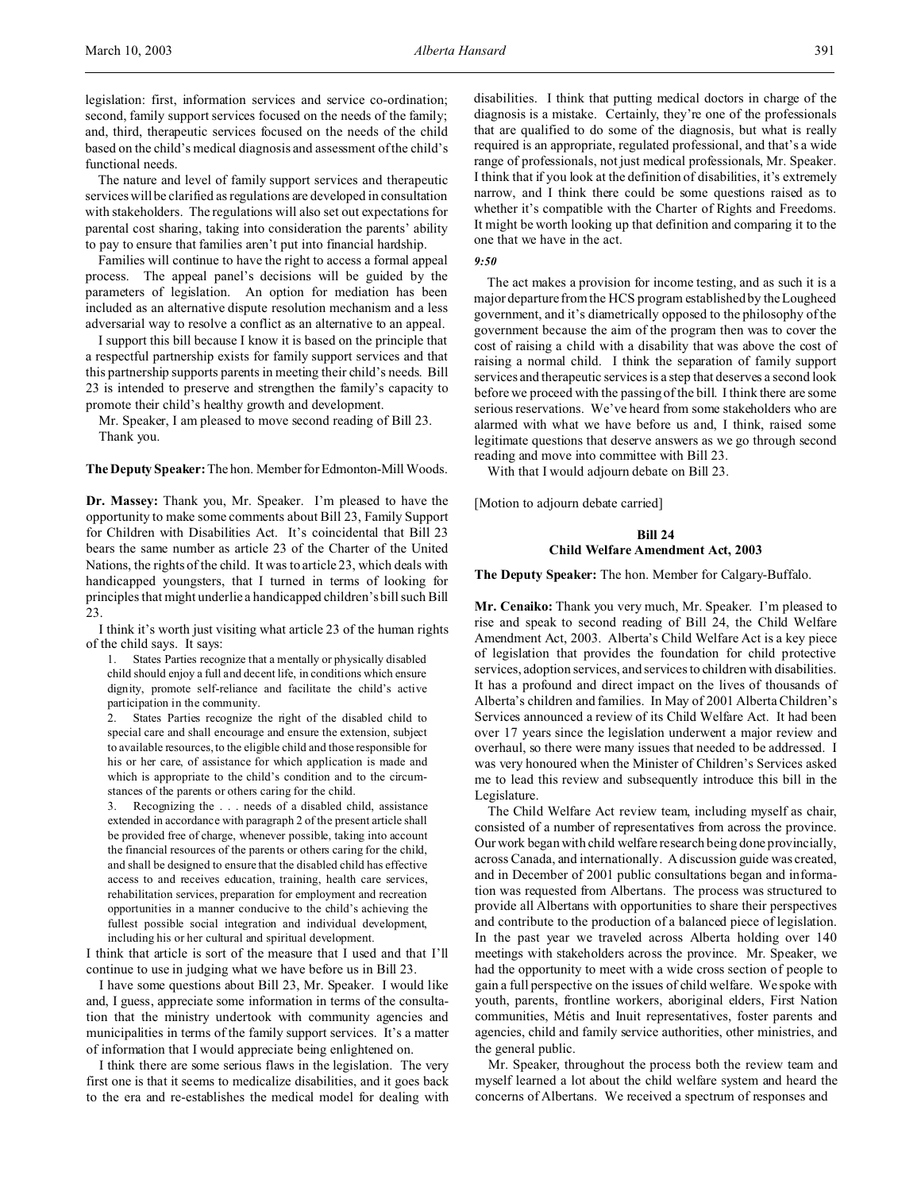legislation: first, information services and service co-ordination; second, family support services focused on the needs of the family; and, third, therapeutic services focused on the needs of the child based on the child's medical diagnosis and assessment of the child's functional needs.

The nature and level of family support services and therapeutic services will be clarified as regulations are developed in consultation with stakeholders. The regulations will also set out expectations for parental cost sharing, taking into consideration the parents' ability to pay to ensure that families aren't put into financial hardship.

Families will continue to have the right to access a formal appeal process. The appeal panel's decisions will be guided by the parameters of legislation. An option for mediation has been included as an alternative dispute resolution mechanism and a less adversarial way to resolve a conflict as an alternative to an appeal.

I support this bill because I know it is based on the principle that a respectful partnership exists for family support services and that this partnership supports parents in meeting their child's needs. Bill 23 is intended to preserve and strengthen the family's capacity to promote their child's healthy growth and development.

Mr. Speaker, I am pleased to move second reading of Bill 23.

Thank you.

**The Deputy Speaker:** The hon. Member for Edmonton-Mill Woods.

**Dr. Massey:** Thank you, Mr. Speaker. I'm pleased to have the opportunity to make some comments about Bill 23, Family Support for Children with Disabilities Act. It's coincidental that Bill 23 bears the same number as article 23 of the Charter of the United Nations, the rights of the child. It was to article 23, which deals with handicapped youngsters, that I turned in terms of looking for principles that might underlie a handicapped children's bill such Bill 23.

I think it's worth just visiting what article 23 of the human rights of the child says. It says:

> 1. States Parties recognize that a mentally or physically disabled child should enjoy a full and decent life, in conditions which ensure dignity, promote self-reliance and facilitate the child's active participation in the community.
>
> 2. States Parties recognize the right of the disabled child to special care and shall encourage and ensure the extension, subject to available resources, to the eligible child and those responsible for his or her care, of assistance for which application is made and which is appropriate to the child's condition and to the circumstances of the parents or others caring for the child.
>
> 3. Recognizing the . . . needs of a disabled child, assistance extended in accordance with paragraph 2 of the present article shall be provided free of charge, whenever possible, taking into account the financial resources of the parents or others caring for the child, and shall be designed to ensure that the disabled child has effective access to and receives education, training, health care services, rehabilitation services, preparation for employment and recreation opportunities in a manner conducive to the child's achieving the fullest possible social integration and individual development, including his or her cultural and spiritual development.

I think that article is sort of the measure that I used and that I'll continue to use in judging what we have before us in Bill 23.

I have some questions about Bill 23, Mr. Speaker. I would like and, I guess, appreciate some information in terms of the consultation that the ministry undertook with community agencies and municipalities in terms of the family support services. It's a matter of information that I would appreciate being enlightened on.

I think there are some serious flaws in the legislation. The very first one is that it seems to medicalize disabilities, and it goes back to the era and re-establishes the medical model for dealing with disabilities. I think that putting medical doctors in charge of the diagnosis is a mistake. Certainly, they're one of the professionals that are qualified to do some of the diagnosis, but what is really required is an appropriate, regulated professional, and that's a wide range of professionals, not just medical professionals, Mr. Speaker. I think that if you look at the definition of disabilities, it's extremely narrow, and I think there could be some questions raised as to whether it's compatible with the Charter of Rights and Freedoms. It might be worth looking up that definition and comparing it to the one that we have in the act.

*9:50*

The act makes a provision for income testing, and as such it is a major departure from the HCS program established by the Lougheed government, and it's diametrically opposed to the philosophy of the government because the aim of the program then was to cover the cost of raising a child with a disability that was above the cost of raising a normal child. I think the separation of family support services and therapeutic services is a step that deserves a second look before we proceed with the passing of the bill. I think there are some serious reservations. We've heard from some stakeholders who are alarmed with what we have before us and, I think, raised some legitimate questions that deserve answers as we go through second reading and move into committee with Bill 23.

With that I would adjourn debate on Bill 23.

[Motion to adjourn debate carried]

## Bill 24
## Child Welfare Amendment Act, 2003

**The Deputy Speaker:** The hon. Member for Calgary-Buffalo.

**Mr. Cenaiko:** Thank you very much, Mr. Speaker. I'm pleased to rise and speak to second reading of Bill 24, the Child Welfare Amendment Act, 2003. Alberta's Child Welfare Act is a key piece of legislation that provides the foundation for child protective services, adoption services, and services to children with disabilities. It has a profound and direct impact on the lives of thousands of Alberta's children and families. In May of 2001 Alberta Children's Services announced a review of its Child Welfare Act. It had been over 17 years since the legislation underwent a major review and overhaul, so there were many issues that needed to be addressed. I was very honoured when the Minister of Children's Services asked me to lead this review and subsequently introduce this bill in the Legislature.

The Child Welfare Act review team, including myself as chair, consisted of a number of representatives from across the province. Our work began with child welfare research being done provincially, across Canada, and internationally. A discussion guide was created, and in December of 2001 public consultations began and information was requested from Albertans. The process was structured to provide all Albertans with opportunities to share their perspectives and contribute to the production of a balanced piece of legislation. In the past year we traveled across Alberta holding over 140 meetings with stakeholders across the province. Mr. Speaker, we had the opportunity to meet with a wide cross section of people to gain a full perspective on the issues of child welfare. We spoke with youth, parents, frontline workers, aboriginal elders, First Nation communities, Métis and Inuit representatives, foster parents and agencies, child and family service authorities, other ministries, and the general public.

Mr. Speaker, throughout the process both the review team and myself learned a lot about the child welfare system and heard the concerns of Albertans. We received a spectrum of responses and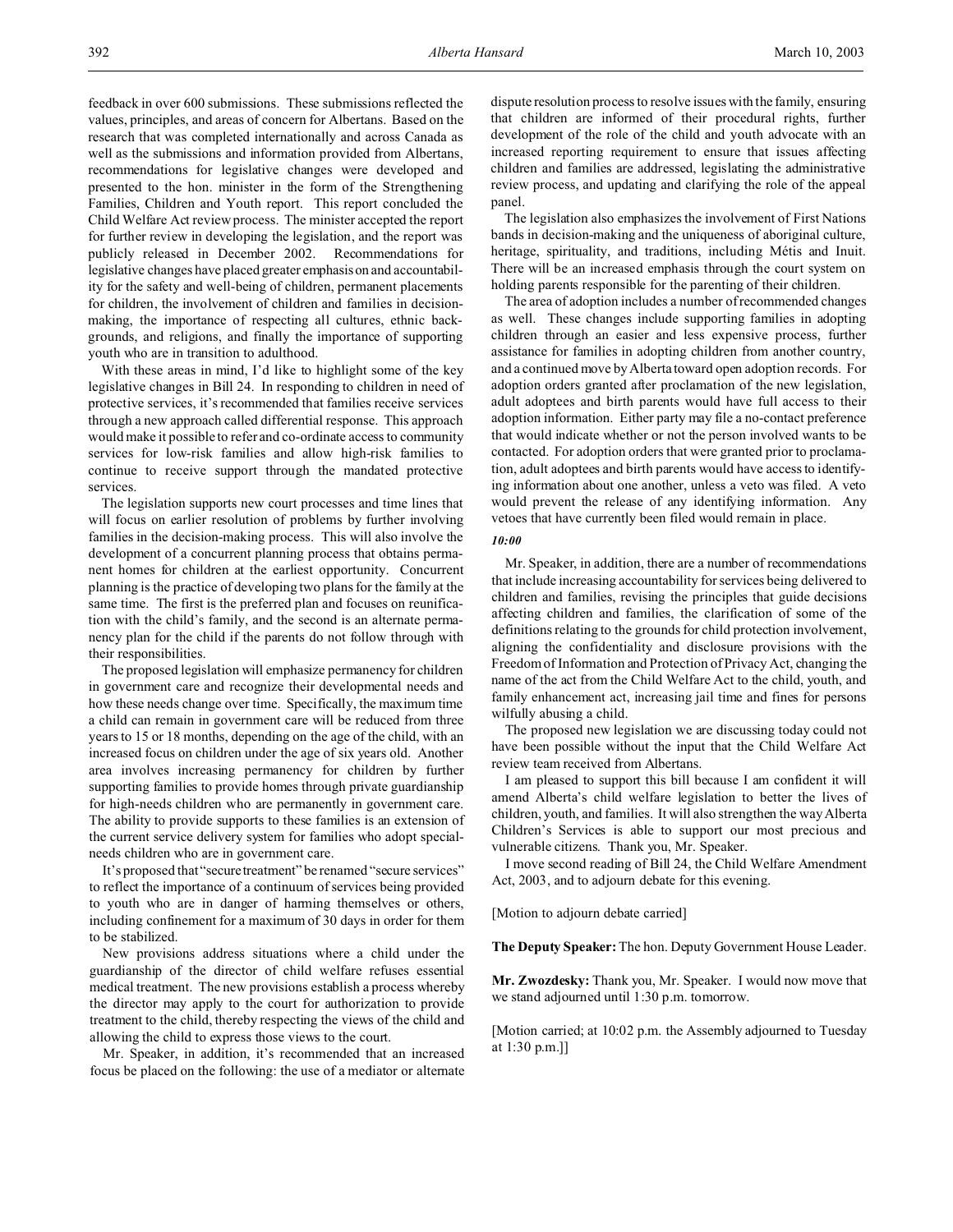feedback in over 600 submissions. These submissions reflected the values, principles, and areas of concern for Albertans. Based on the research that was completed internationally and across Canada as well as the submissions and information provided from Albertans, recommendations for legislative changes were developed and presented to the hon. minister in the form of the Strengthening Families, Children and Youth report. This report concluded the Child Welfare Act review process. The minister accepted the report for further review in developing the legislation, and the report was publicly released in December 2002. Recommendations for legislative changes have placed greater emphasis on and accountability for the safety and well-being of children, permanent placements for children, the involvement of children and families in decision-making, the importance of respecting all cultures, ethnic backgrounds, and religions, and finally the importance of supporting youth who are in transition to adulthood.

With these areas in mind, I'd like to highlight some of the key legislative changes in Bill 24. In responding to children in need of protective services, it's recommended that families receive services through a new approach called differential response. This approach would make it possible to refer and co-ordinate access to community services for low-risk families and allow high-risk families to continue to receive support through the mandated protective services.

The legislation supports new court processes and time lines that will focus on earlier resolution of problems by further involving families in the decision-making process. This will also involve the development of a concurrent planning process that obtains permanent homes for children at the earliest opportunity. Concurrent planning is the practice of developing two plans for the family at the same time. The first is the preferred plan and focuses on reunification with the child's family, and the second is an alternate permanency plan for the child if the parents do not follow through with their responsibilities.

The proposed legislation will emphasize permanency for children in government care and recognize their developmental needs and how these needs change over time. Specifically, the maximum time a child can remain in government care will be reduced from three years to 15 or 18 months, depending on the age of the child, with an increased focus on children under the age of six years old. Another area involves increasing permanency for children by further supporting families to provide homes through private guardianship for high-needs children who are permanently in government care. The ability to provide supports to these families is an extension of the current service delivery system for families who adopt special-needs children who are in government care.

It's proposed that "secure treatment" be renamed "secure services" to reflect the importance of a continuum of services being provided to youth who are in danger of harming themselves or others, including confinement for a maximum of 30 days in order for them to be stabilized.

New provisions address situations where a child under the guardianship of the director of child welfare refuses essential medical treatment. The new provisions establish a process whereby the director may apply to the court for authorization to provide treatment to the child, thereby respecting the views of the child and allowing the child to express those views to the court.

Mr. Speaker, in addition, it's recommended that an increased focus be placed on the following: the use of a mediator or alternate dispute resolution process to resolve issues with the family, ensuring that children are informed of their procedural rights, further development of the role of the child and youth advocate with an increased reporting requirement to ensure that issues affecting children and families are addressed, legislating the administrative review process, and updating and clarifying the role of the appeal panel.

The legislation also emphasizes the involvement of First Nations bands in decision-making and the uniqueness of aboriginal culture, heritage, spirituality, and traditions, including Métis and Inuit. There will be an increased emphasis through the court system on holding parents responsible for the parenting of their children.

The area of adoption includes a number of recommended changes as well. These changes include supporting families in adopting children through an easier and less expensive process, further assistance for families in adopting children from another country, and a continued move by Alberta toward open adoption records. For adoption orders granted after proclamation of the new legislation, adult adoptees and birth parents would have full access to their adoption information. Either party may file a no-contact preference that would indicate whether or not the person involved wants to be contacted. For adoption orders that were granted prior to proclamation, adult adoptees and birth parents would have access to identifying information about one another, unless a veto was filed. A veto would prevent the release of any identifying information. Any vetoes that have currently been filed would remain in place.

*10:00*

Mr. Speaker, in addition, there are a number of recommendations that include increasing accountability for services being delivered to children and families, revising the principles that guide decisions affecting children and families, the clarification of some of the definitions relating to the grounds for child protection involvement, aligning the confidentiality and disclosure provisions with the Freedom of Information and Protection of Privacy Act, changing the name of the act from the Child Welfare Act to the child, youth, and family enhancement act, increasing jail time and fines for persons wilfully abusing a child.

The proposed new legislation we are discussing today could not have been possible without the input that the Child Welfare Act review team received from Albertans.

I am pleased to support this bill because I am confident it will amend Alberta's child welfare legislation to better the lives of children, youth, and families. It will also strengthen the way Alberta Children's Services is able to support our most precious and vulnerable citizens. Thank you, Mr. Speaker.

I move second reading of Bill 24, the Child Welfare Amendment Act, 2003, and to adjourn debate for this evening.

[Motion to adjourn debate carried]

**The Deputy Speaker:** The hon. Deputy Government House Leader.

**Mr. Zwozdesky:** Thank you, Mr. Speaker. I would now move that we stand adjourned until 1:30 p.m. tomorrow.

[Motion carried; at 10:02 p.m. the Assembly adjourned to Tuesday at 1:30 p.m.]]